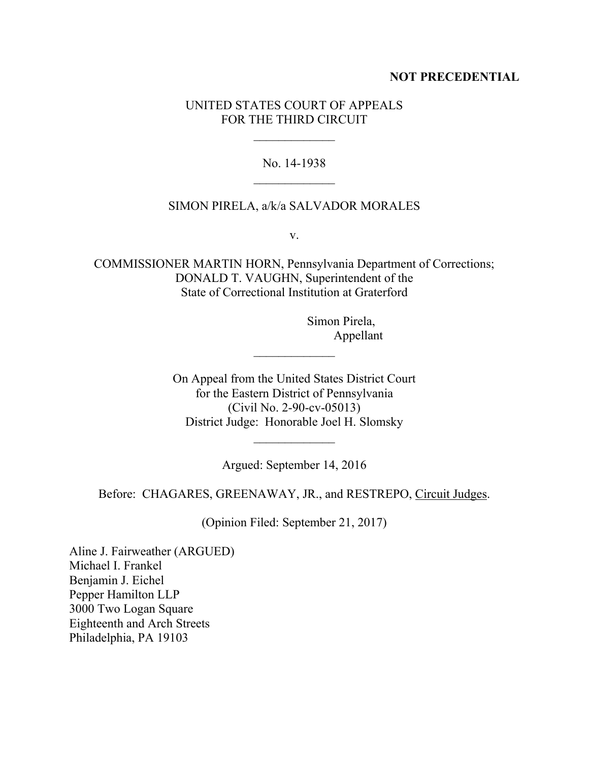**NOT PRECEDENTIAL**

UNITED STATES COURT OF APPEALS
FOR THE THIRD CIRCUIT

\_\_\_\_\_\_\_\_\_\_\_\_\_

No. 14-1938

\_\_\_\_\_\_\_\_\_\_\_\_\_

SIMON PIRELA, a/k/a SALVADOR MORALES

v.

COMMISSIONER MARTIN HORN, Pennsylvania Department of Corrections;
DONALD T. VAUGHN, Superintendent of the
State of Correctional Institution at Graterford

Simon Pirela,
Appellant

\_\_\_\_\_\_\_\_\_\_\_\_\_

On Appeal from the United States District Court
for the Eastern District of Pennsylvania
(Civil No. 2-90-cv-05013)
District Judge: Honorable Joel H. Slomsky

\_\_\_\_\_\_\_\_\_\_\_\_\_

Argued: September 14, 2016

Before: CHAGARES, GREENAWAY, JR., and RESTREPO, Circuit Judges.

(Opinion Filed: September 21, 2017)

Aline J. Fairweather (ARGUED)
Michael I. Frankel
Benjamin J. Eichel
Pepper Hamilton LLP
3000 Two Logan Square
Eighteenth and Arch Streets
Philadelphia, PA 19103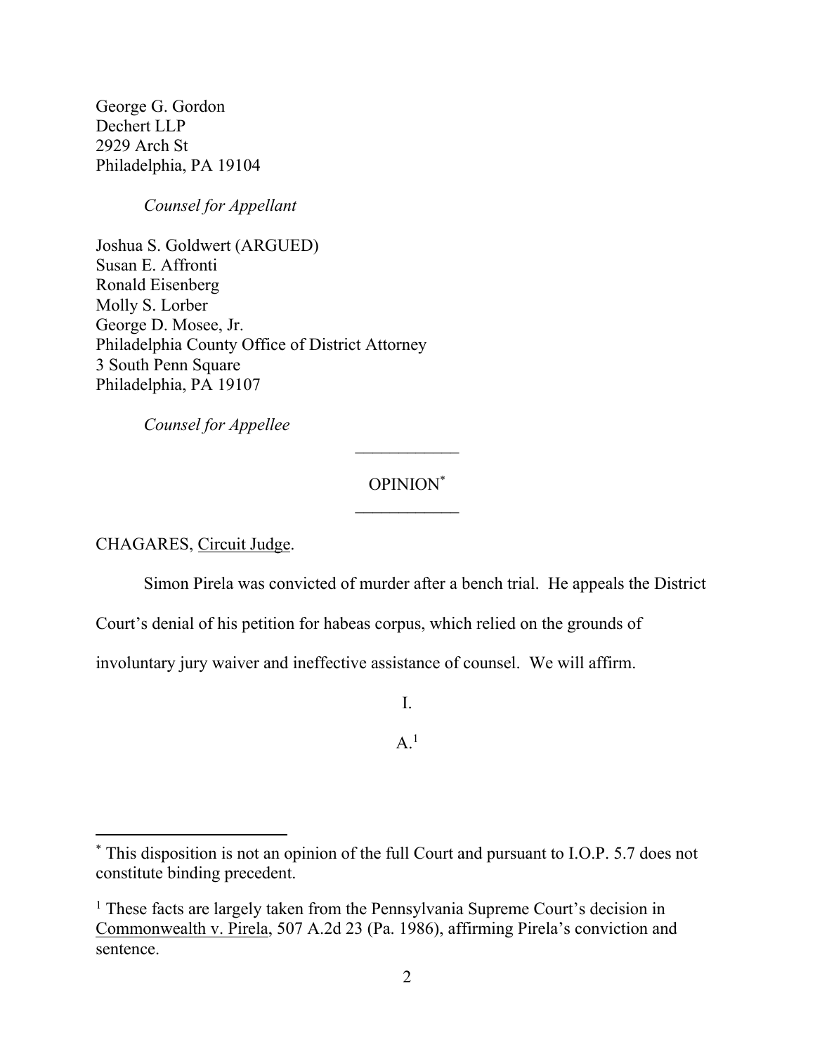George G. Gordon
Dechert LLP
2929 Arch St
Philadelphia, PA 19104

*Counsel for Appellant*

Joshua S. Goldwert (ARGUED)
Susan E. Affronti
Ronald Eisenberg
Molly S. Lorber
George D. Mosee, Jr.
Philadelphia County Office of District Attorney
3 South Penn Square
Philadelphia, PA 19107

*Counsel for Appellee*

---

OPINION[*]

---

CHAGARES, Circuit Judge.

Simon Pirela was convicted of murder after a bench trial. He appeals the District Court's denial of his petition for habeas corpus, which relied on the grounds of involuntary jury waiver and ineffective assistance of counsel. We will affirm.

I.

A.[1]

---

[*] This disposition is not an opinion of the full Court and pursuant to I.O.P. 5.7 does not constitute binding precedent.

[1] These facts are largely taken from the Pennsylvania Supreme Court's decision in Commonwealth v. Pirela, 507 A.2d 23 (Pa. 1986), affirming Pirela's conviction and sentence.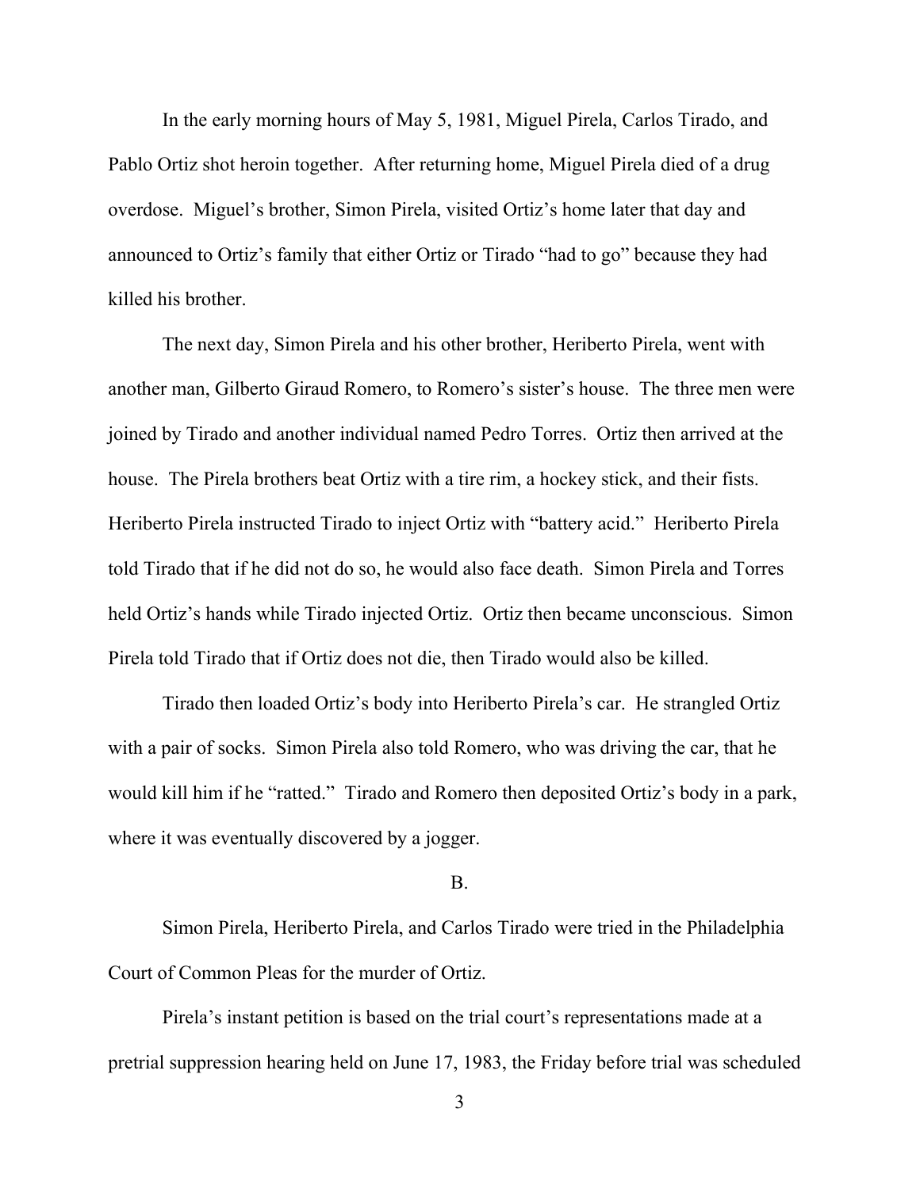In the early morning hours of May 5, 1981, Miguel Pirela, Carlos Tirado, and Pablo Ortiz shot heroin together. After returning home, Miguel Pirela died of a drug overdose. Miguel's brother, Simon Pirela, visited Ortiz's home later that day and announced to Ortiz's family that either Ortiz or Tirado "had to go" because they had killed his brother.

The next day, Simon Pirela and his other brother, Heriberto Pirela, went with another man, Gilberto Giraud Romero, to Romero's sister's house. The three men were joined by Tirado and another individual named Pedro Torres. Ortiz then arrived at the house. The Pirela brothers beat Ortiz with a tire rim, a hockey stick, and their fists. Heriberto Pirela instructed Tirado to inject Ortiz with "battery acid." Heriberto Pirela told Tirado that if he did not do so, he would also face death. Simon Pirela and Torres held Ortiz's hands while Tirado injected Ortiz. Ortiz then became unconscious. Simon Pirela told Tirado that if Ortiz does not die, then Tirado would also be killed.

Tirado then loaded Ortiz's body into Heriberto Pirela's car. He strangled Ortiz with a pair of socks. Simon Pirela also told Romero, who was driving the car, that he would kill him if he "ratted." Tirado and Romero then deposited Ortiz's body in a park, where it was eventually discovered by a jogger.

B.

Simon Pirela, Heriberto Pirela, and Carlos Tirado were tried in the Philadelphia Court of Common Pleas for the murder of Ortiz.

Pirela's instant petition is based on the trial court's representations made at a pretrial suppression hearing held on June 17, 1983, the Friday before trial was scheduled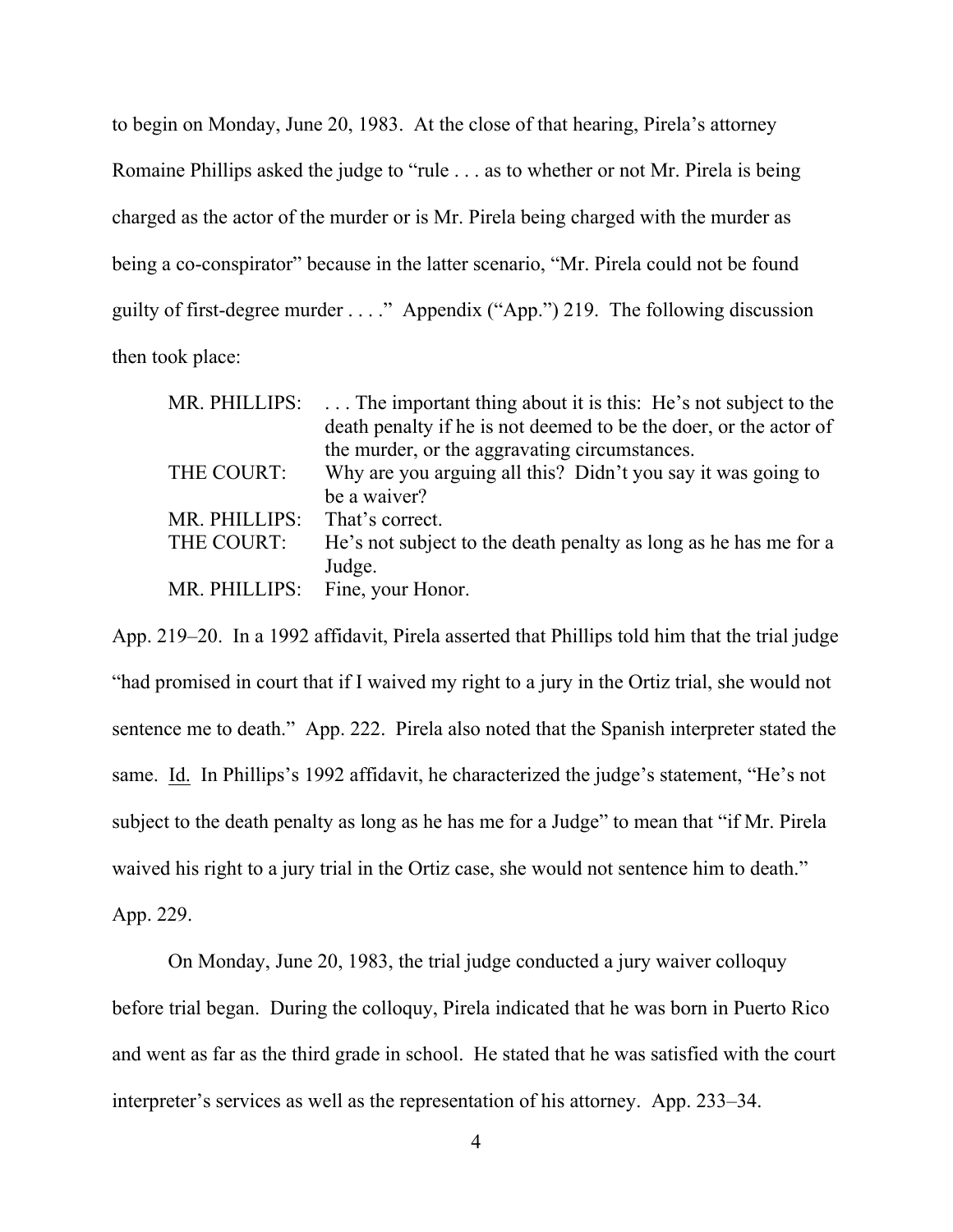to begin on Monday, June 20, 1983. At the close of that hearing, Pirela's attorney Romaine Phillips asked the judge to "rule . . . as to whether or not Mr. Pirela is being charged as the actor of the murder or is Mr. Pirela being charged with the murder as being a co-conspirator" because in the latter scenario, "Mr. Pirela could not be found guilty of first-degree murder . . . ." Appendix ("App.") 219. The following discussion then took place:

| | |
|---|---|
| MR. PHILLIPS: | . . . The important thing about it is this: He's not subject to the death penalty if he is not deemed to be the doer, or the actor of the murder, or the aggravating circumstances. |
| THE COURT: | Why are you arguing all this? Didn't you say it was going to be a waiver? |
| MR. PHILLIPS: | That's correct. |
| THE COURT: | He's not subject to the death penalty as long as he has me for a Judge. |
| MR. PHILLIPS: | Fine, your Honor. |

App. 219–20. In a 1992 affidavit, Pirela asserted that Phillips told him that the trial judge "had promised in court that if I waived my right to a jury in the Ortiz trial, she would not sentence me to death." App. 222. Pirela also noted that the Spanish interpreter stated the same. Id. In Phillips's 1992 affidavit, he characterized the judge's statement, "He's not subject to the death penalty as long as he has me for a Judge" to mean that "if Mr. Pirela waived his right to a jury trial in the Ortiz case, she would not sentence him to death." App. 229.

On Monday, June 20, 1983, the trial judge conducted a jury waiver colloquy before trial began. During the colloquy, Pirela indicated that he was born in Puerto Rico and went as far as the third grade in school. He stated that he was satisfied with the court interpreter's services as well as the representation of his attorney. App. 233–34.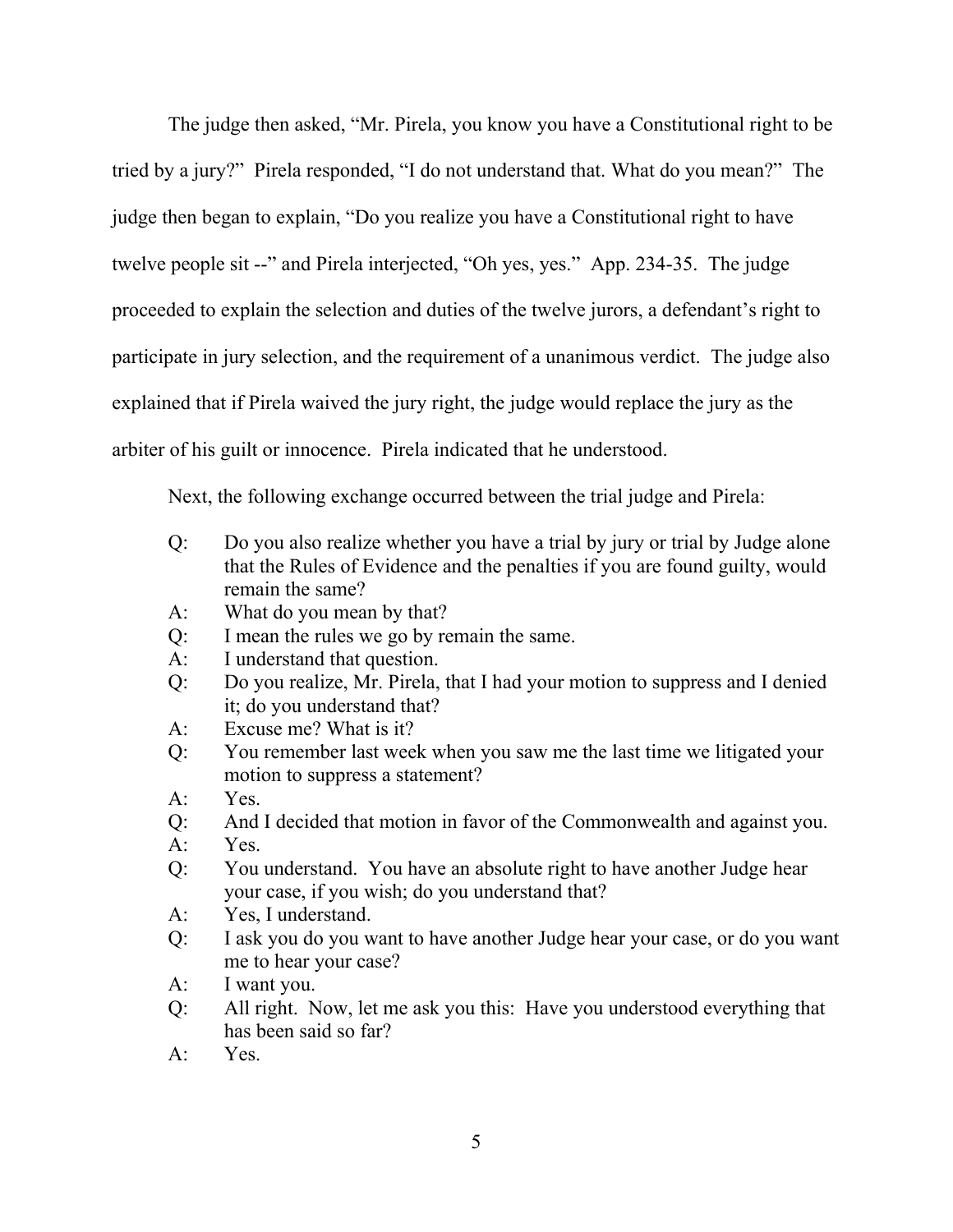The judge then asked, "Mr. Pirela, you know you have a Constitutional right to be tried by a jury?" Pirela responded, "I do not understand that. What do you mean?" The judge then began to explain, "Do you realize you have a Constitutional right to have twelve people sit --" and Pirela interjected, "Oh yes, yes." App. 234-35. The judge proceeded to explain the selection and duties of the twelve jurors, a defendant's right to participate in jury selection, and the requirement of a unanimous verdict. The judge also explained that if Pirela waived the jury right, the judge would replace the jury as the arbiter of his guilt or innocence. Pirela indicated that he understood.

Next, the following exchange occurred between the trial judge and Pirela:

> Q: Do you also realize whether you have a trial by jury or trial by Judge alone that the Rules of Evidence and the penalties if you are found guilty, would remain the same?
>
> A: What do you mean by that?
>
> Q: I mean the rules we go by remain the same.
>
> A: I understand that question.
>
> Q: Do you realize, Mr. Pirela, that I had your motion to suppress and I denied it; do you understand that?
>
> A: Excuse me? What is it?
>
> Q: You remember last week when you saw me the last time we litigated your motion to suppress a statement?
>
> A: Yes.
>
> Q: And I decided that motion in favor of the Commonwealth and against you.
>
> A: Yes.
>
> Q: You understand. You have an absolute right to have another Judge hear your case, if you wish; do you understand that?
>
> A: Yes, I understand.
>
> Q: I ask you do you want to have another Judge hear your case, or do you want me to hear your case?
>
> A: I want you.
>
> Q: All right. Now, let me ask you this: Have you understood everything that has been said so far?
>
> A: Yes.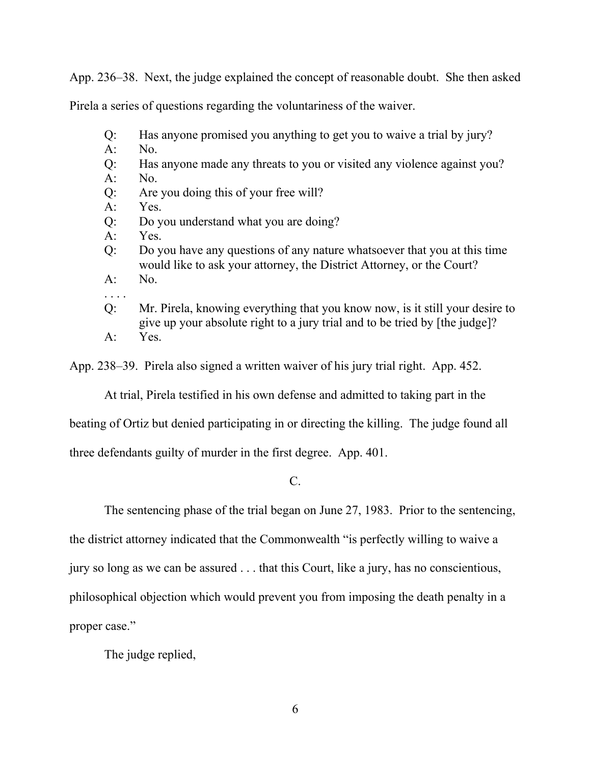App. 236–38. Next, the judge explained the concept of reasonable doubt. She then asked Pirela a series of questions regarding the voluntariness of the waiver.

> Q: Has anyone promised you anything to get you to waive a trial by jury?
> A: No.
> Q: Has anyone made any threats to you or visited any violence against you?
> A: No.
> Q: Are you doing this of your free will?
> A: Yes.
> Q: Do you understand what you are doing?
> A: Yes.
> Q: Do you have any questions of any nature whatsoever that you at this time would like to ask your attorney, the District Attorney, or the Court?
> A: No.
> . . . .
> Q: Mr. Pirela, knowing everything that you know now, is it still your desire to give up your absolute right to a jury trial and to be tried by [the judge]?
> A: Yes.

App. 238–39. Pirela also signed a written waiver of his jury trial right. App. 452.

At trial, Pirela testified in his own defense and admitted to taking part in the beating of Ortiz but denied participating in or directing the killing. The judge found all three defendants guilty of murder in the first degree. App. 401.

C.

The sentencing phase of the trial began on June 27, 1983. Prior to the sentencing, the district attorney indicated that the Commonwealth "is perfectly willing to waive a jury so long as we can be assured . . . that this Court, like a jury, has no conscientious, philosophical objection which would prevent you from imposing the death penalty in a proper case."

The judge replied,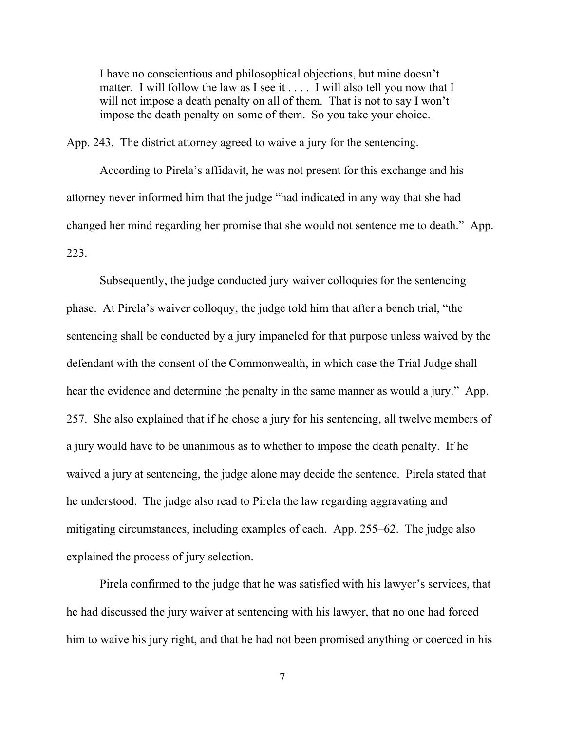> I have no conscientious and philosophical objections, but mine doesn't matter. I will follow the law as I see it . . . . I will also tell you now that I will not impose a death penalty on all of them. That is not to say I won't impose the death penalty on some of them. So you take your choice.

App. 243. The district attorney agreed to waive a jury for the sentencing.

According to Pirela's affidavit, he was not present for this exchange and his attorney never informed him that the judge "had indicated in any way that she had changed her mind regarding her promise that she would not sentence me to death." App. 223.

Subsequently, the judge conducted jury waiver colloquies for the sentencing phase. At Pirela's waiver colloquy, the judge told him that after a bench trial, "the sentencing shall be conducted by a jury impaneled for that purpose unless waived by the defendant with the consent of the Commonwealth, in which case the Trial Judge shall hear the evidence and determine the penalty in the same manner as would a jury." App. 257. She also explained that if he chose a jury for his sentencing, all twelve members of a jury would have to be unanimous as to whether to impose the death penalty. If he waived a jury at sentencing, the judge alone may decide the sentence. Pirela stated that he understood. The judge also read to Pirela the law regarding aggravating and mitigating circumstances, including examples of each. App. 255–62. The judge also explained the process of jury selection.

Pirela confirmed to the judge that he was satisfied with his lawyer's services, that he had discussed the jury waiver at sentencing with his lawyer, that no one had forced him to waive his jury right, and that he had not been promised anything or coerced in his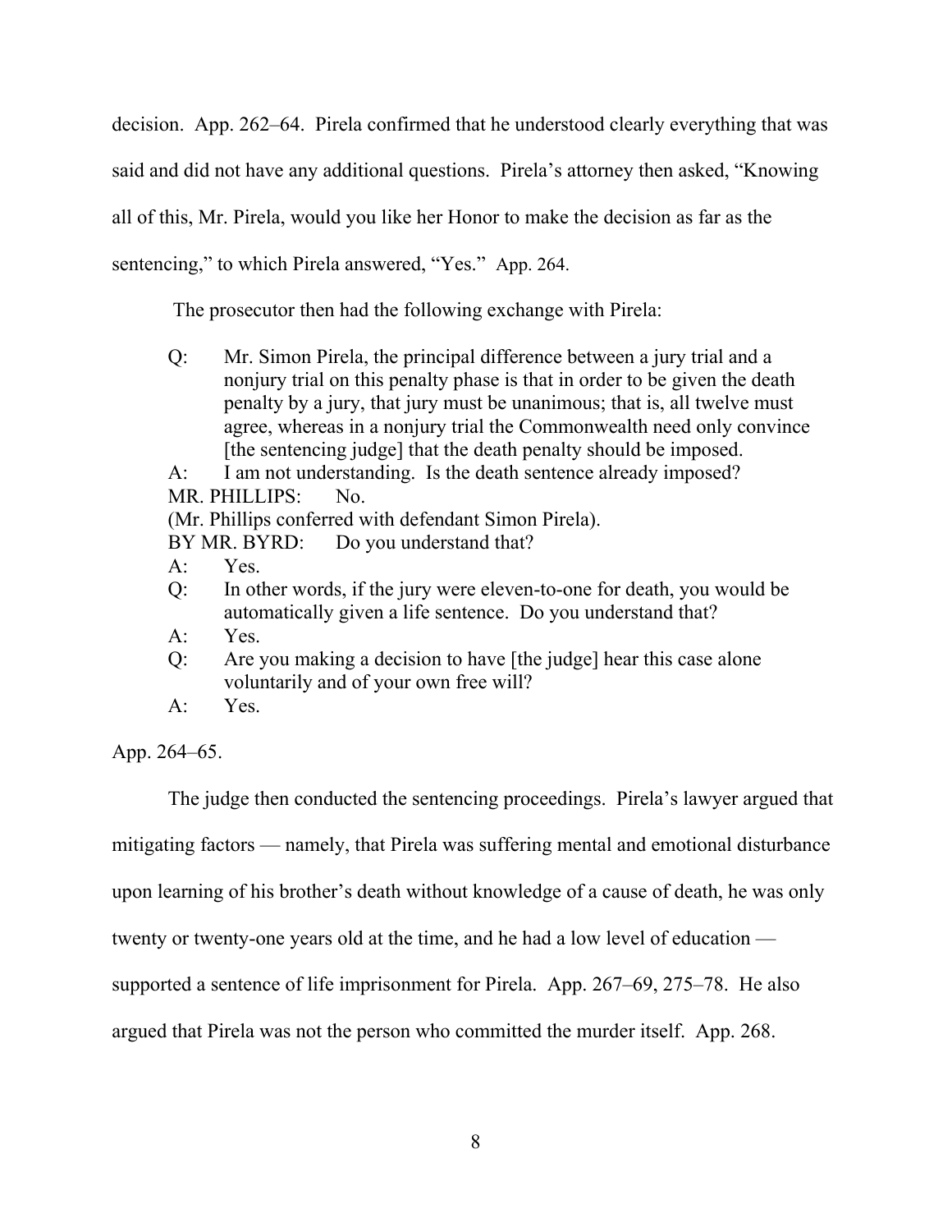decision. App. 262–64. Pirela confirmed that he understood clearly everything that was said and did not have any additional questions. Pirela's attorney then asked, "Knowing all of this, Mr. Pirela, would you like her Honor to make the decision as far as the sentencing," to which Pirela answered, "Yes." App. 264.

The prosecutor then had the following exchange with Pirela:

> Q: Mr. Simon Pirela, the principal difference between a jury trial and a nonjury trial on this penalty phase is that in order to be given the death penalty by a jury, that jury must be unanimous; that is, all twelve must agree, whereas in a nonjury trial the Commonwealth need only convince [the sentencing judge] that the death penalty should be imposed.
>
> A: I am not understanding. Is the death sentence already imposed?
>
> MR. PHILLIPS: No.
>
> (Mr. Phillips conferred with defendant Simon Pirela).
>
> BY MR. BYRD: Do you understand that?
>
> A: Yes.
>
> Q: In other words, if the jury were eleven-to-one for death, you would be automatically given a life sentence. Do you understand that?
>
> A: Yes.
>
> Q: Are you making a decision to have [the judge] hear this case alone voluntarily and of your own free will?
>
> A: Yes.

App. 264–65.

The judge then conducted the sentencing proceedings. Pirela's lawyer argued that mitigating factors — namely, that Pirela was suffering mental and emotional disturbance upon learning of his brother's death without knowledge of a cause of death, he was only twenty or twenty-one years old at the time, and he had a low level of education — supported a sentence of life imprisonment for Pirela. App. 267–69, 275–78. He also argued that Pirela was not the person who committed the murder itself. App. 268.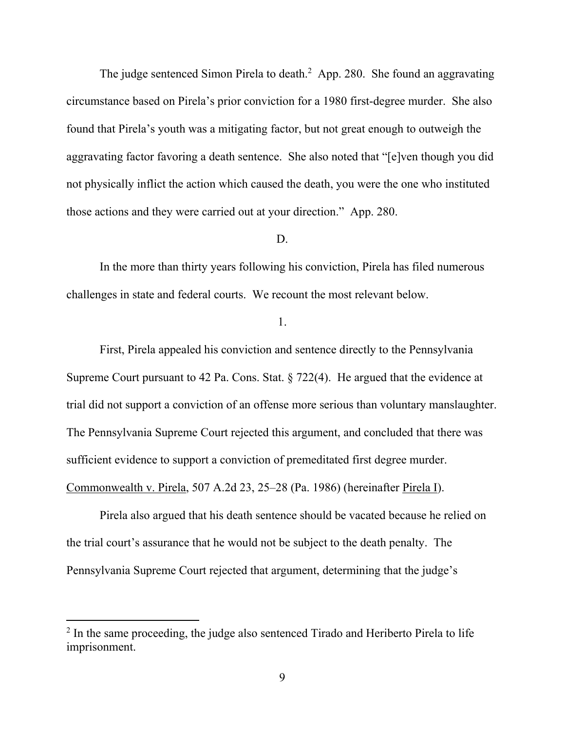The judge sentenced Simon Pirela to death.[2] App. 280. She found an aggravating circumstance based on Pirela's prior conviction for a 1980 first-degree murder. She also found that Pirela's youth was a mitigating factor, but not great enough to outweigh the aggravating factor favoring a death sentence. She also noted that "[e]ven though you did not physically inflict the action which caused the death, you were the one who instituted those actions and they were carried out at your direction." App. 280.

D.

In the more than thirty years following his conviction, Pirela has filed numerous challenges in state and federal courts. We recount the most relevant below.

1.

First, Pirela appealed his conviction and sentence directly to the Pennsylvania Supreme Court pursuant to 42 Pa. Cons. Stat. § 722(4). He argued that the evidence at trial did not support a conviction of an offense more serious than voluntary manslaughter. The Pennsylvania Supreme Court rejected this argument, and concluded that there was sufficient evidence to support a conviction of premeditated first degree murder. Commonwealth v. Pirela, 507 A.2d 23, 25–28 (Pa. 1986) (hereinafter Pirela I).

Pirela also argued that his death sentence should be vacated because he relied on the trial court's assurance that he would not be subject to the death penalty. The Pennsylvania Supreme Court rejected that argument, determining that the judge's

[2] In the same proceeding, the judge also sentenced Tirado and Heriberto Pirela to life imprisonment.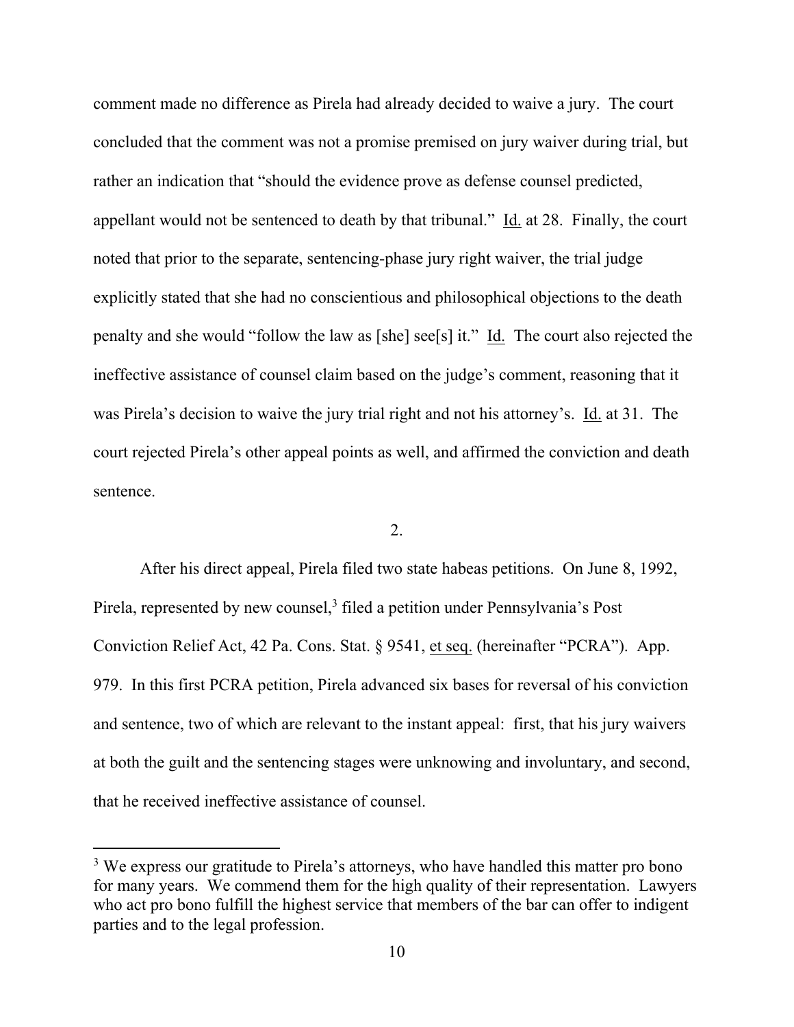comment made no difference as Pirela had already decided to waive a jury. The court concluded that the comment was not a promise premised on jury waiver during trial, but rather an indication that "should the evidence prove as defense counsel predicted, appellant would not be sentenced to death by that tribunal." Id. at 28. Finally, the court noted that prior to the separate, sentencing-phase jury right waiver, the trial judge explicitly stated that she had no conscientious and philosophical objections to the death penalty and she would "follow the law as [she] see[s] it." Id. The court also rejected the ineffective assistance of counsel claim based on the judge's comment, reasoning that it was Pirela's decision to waive the jury trial right and not his attorney's. Id. at 31. The court rejected Pirela's other appeal points as well, and affirmed the conviction and death sentence.

2.

After his direct appeal, Pirela filed two state habeas petitions. On June 8, 1992, Pirela, represented by new counsel,[3] filed a petition under Pennsylvania's Post Conviction Relief Act, 42 Pa. Cons. Stat. § 9541, et seq. (hereinafter "PCRA"). App. 979. In this first PCRA petition, Pirela advanced six bases for reversal of his conviction and sentence, two of which are relevant to the instant appeal: first, that his jury waivers at both the guilt and the sentencing stages were unknowing and involuntary, and second, that he received ineffective assistance of counsel.

[3] We express our gratitude to Pirela's attorneys, who have handled this matter pro bono for many years. We commend them for the high quality of their representation. Lawyers who act pro bono fulfill the highest service that members of the bar can offer to indigent parties and to the legal profession.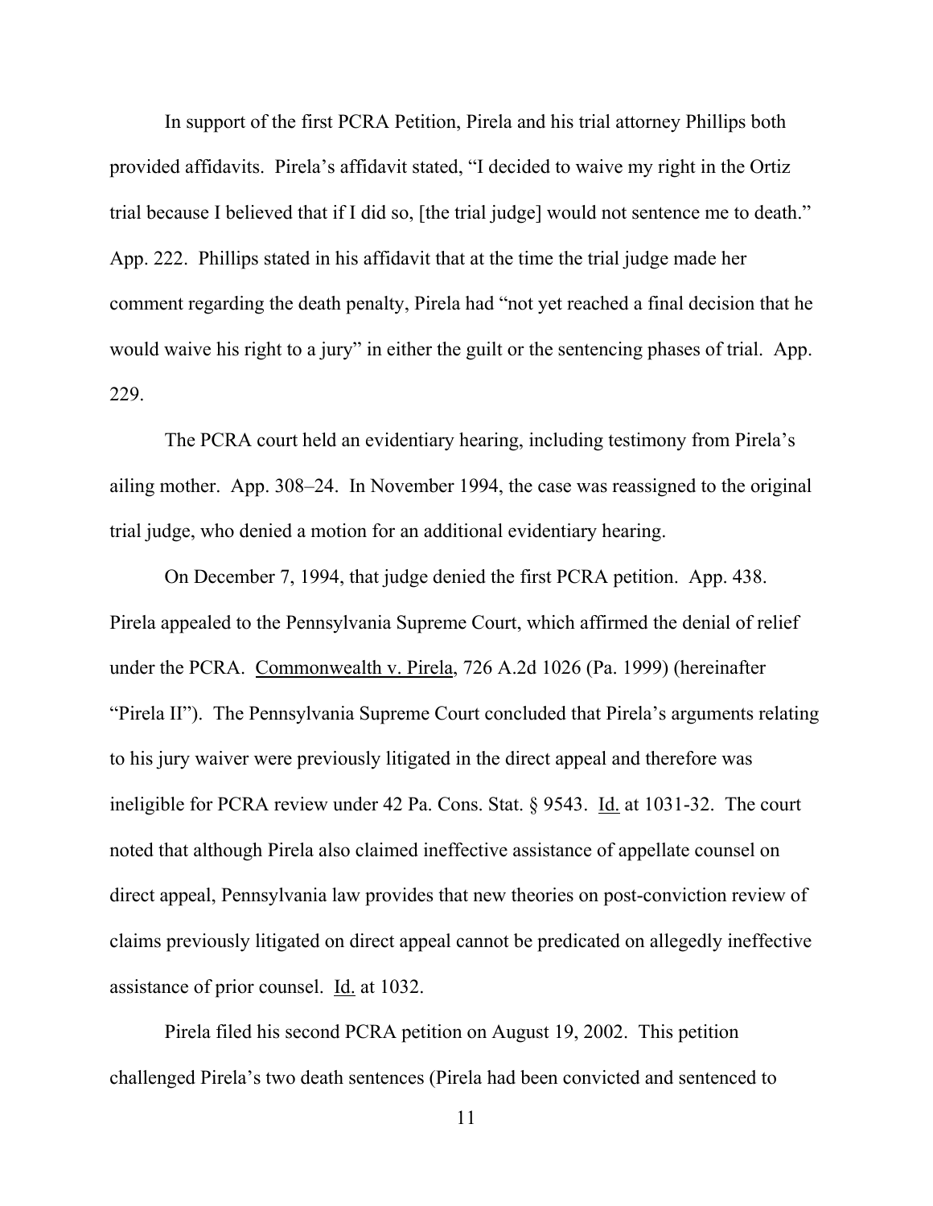In support of the first PCRA Petition, Pirela and his trial attorney Phillips both provided affidavits. Pirela's affidavit stated, "I decided to waive my right in the Ortiz trial because I believed that if I did so, [the trial judge] would not sentence me to death." App. 222. Phillips stated in his affidavit that at the time the trial judge made her comment regarding the death penalty, Pirela had "not yet reached a final decision that he would waive his right to a jury" in either the guilt or the sentencing phases of trial. App. 229.

The PCRA court held an evidentiary hearing, including testimony from Pirela's ailing mother. App. 308–24. In November 1994, the case was reassigned to the original trial judge, who denied a motion for an additional evidentiary hearing.

On December 7, 1994, that judge denied the first PCRA petition. App. 438. Pirela appealed to the Pennsylvania Supreme Court, which affirmed the denial of relief under the PCRA. Commonwealth v. Pirela, 726 A.2d 1026 (Pa. 1999) (hereinafter "Pirela II"). The Pennsylvania Supreme Court concluded that Pirela's arguments relating to his jury waiver were previously litigated in the direct appeal and therefore was ineligible for PCRA review under 42 Pa. Cons. Stat. § 9543. Id. at 1031-32. The court noted that although Pirela also claimed ineffective assistance of appellate counsel on direct appeal, Pennsylvania law provides that new theories on post-conviction review of claims previously litigated on direct appeal cannot be predicated on allegedly ineffective assistance of prior counsel. Id. at 1032.

Pirela filed his second PCRA petition on August 19, 2002. This petition challenged Pirela's two death sentences (Pirela had been convicted and sentenced to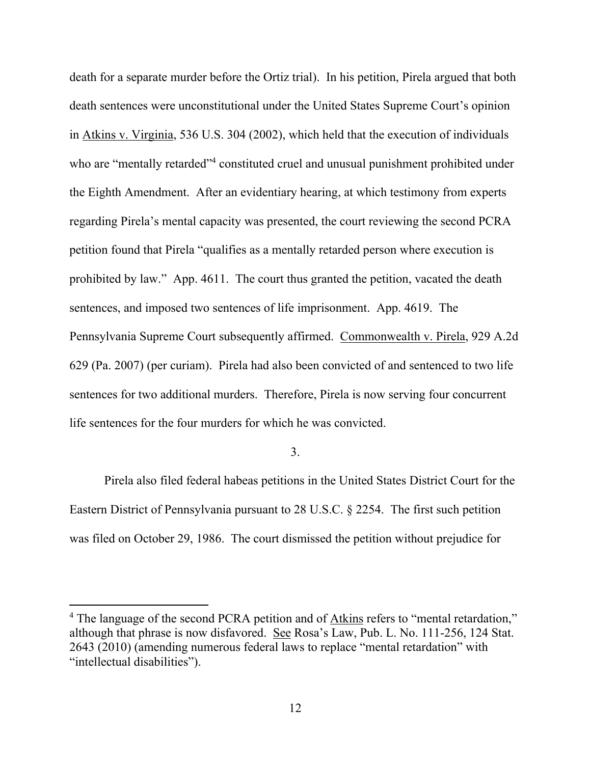death for a separate murder before the Ortiz trial). In his petition, Pirela argued that both death sentences were unconstitutional under the United States Supreme Court's opinion in Atkins v. Virginia, 536 U.S. 304 (2002), which held that the execution of individuals who are "mentally retarded"[4] constituted cruel and unusual punishment prohibited under the Eighth Amendment. After an evidentiary hearing, at which testimony from experts regarding Pirela's mental capacity was presented, the court reviewing the second PCRA petition found that Pirela "qualifies as a mentally retarded person where execution is prohibited by law." App. 4611. The court thus granted the petition, vacated the death sentences, and imposed two sentences of life imprisonment. App. 4619. The Pennsylvania Supreme Court subsequently affirmed. Commonwealth v. Pirela, 929 A.2d 629 (Pa. 2007) (per curiam). Pirela had also been convicted of and sentenced to two life sentences for two additional murders. Therefore, Pirela is now serving four concurrent life sentences for the four murders for which he was convicted.

3.

Pirela also filed federal habeas petitions in the United States District Court for the Eastern District of Pennsylvania pursuant to 28 U.S.C. § 2254. The first such petition was filed on October 29, 1986. The court dismissed the petition without prejudice for

[4] The language of the second PCRA petition and of Atkins refers to "mental retardation," although that phrase is now disfavored. See Rosa's Law, Pub. L. No. 111-256, 124 Stat. 2643 (2010) (amending numerous federal laws to replace "mental retardation" with "intellectual disabilities").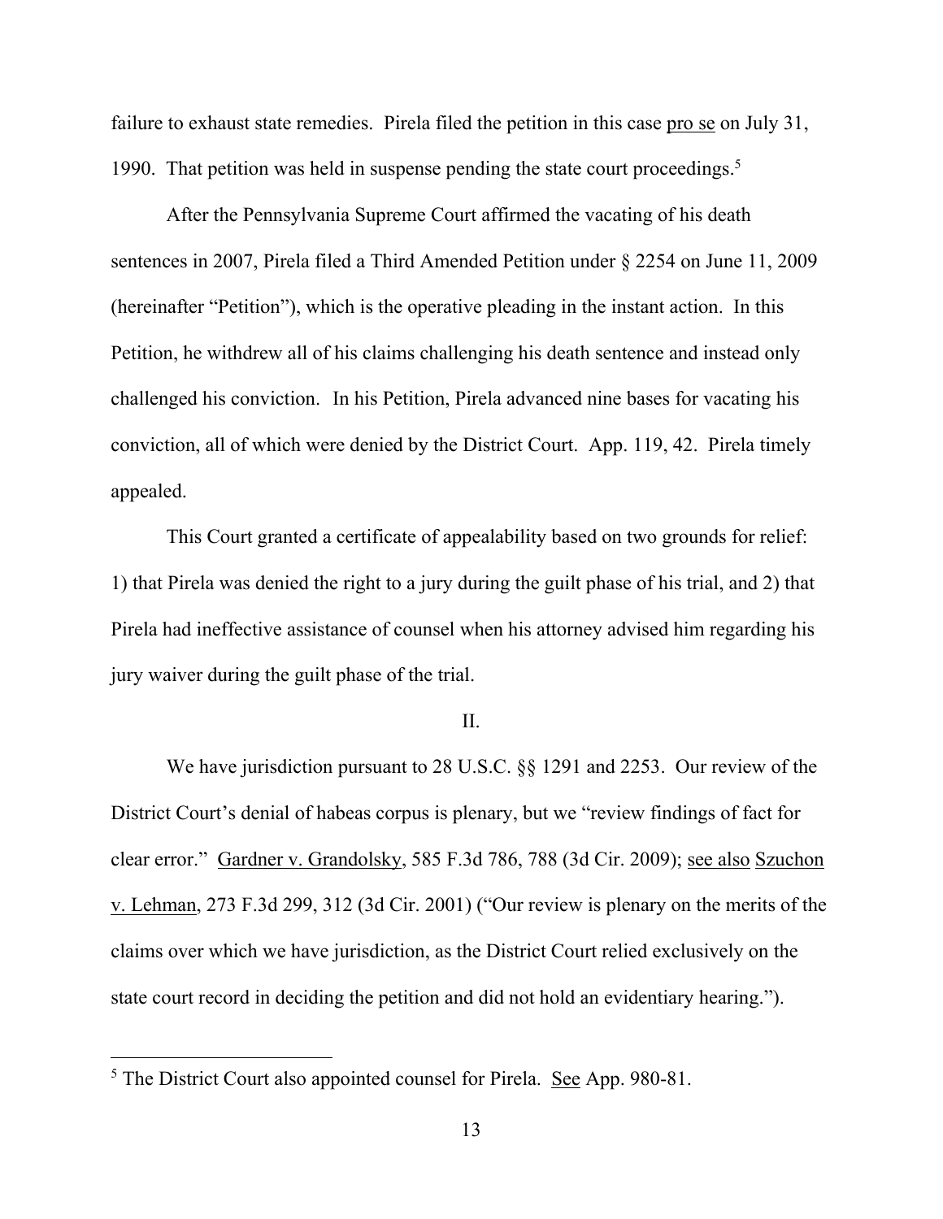failure to exhaust state remedies. Pirela filed the petition in this case pro se on July 31, 1990. That petition was held in suspense pending the state court proceedings.[5]

After the Pennsylvania Supreme Court affirmed the vacating of his death sentences in 2007, Pirela filed a Third Amended Petition under § 2254 on June 11, 2009 (hereinafter "Petition"), which is the operative pleading in the instant action. In this Petition, he withdrew all of his claims challenging his death sentence and instead only challenged his conviction. In his Petition, Pirela advanced nine bases for vacating his conviction, all of which were denied by the District Court. App. 119, 42. Pirela timely appealed.

This Court granted a certificate of appealability based on two grounds for relief: 1) that Pirela was denied the right to a jury during the guilt phase of his trial, and 2) that Pirela had ineffective assistance of counsel when his attorney advised him regarding his jury waiver during the guilt phase of the trial.

## II.

We have jurisdiction pursuant to 28 U.S.C. §§ 1291 and 2253. Our review of the District Court's denial of habeas corpus is plenary, but we "review findings of fact for clear error." Gardner v. Grandolsky, 585 F.3d 786, 788 (3d Cir. 2009); see also Szuchon v. Lehman, 273 F.3d 299, 312 (3d Cir. 2001) ("Our review is plenary on the merits of the claims over which we have jurisdiction, as the District Court relied exclusively on the state court record in deciding the petition and did not hold an evidentiary hearing.").

---

[5] The District Court also appointed counsel for Pirela. See App. 980-81.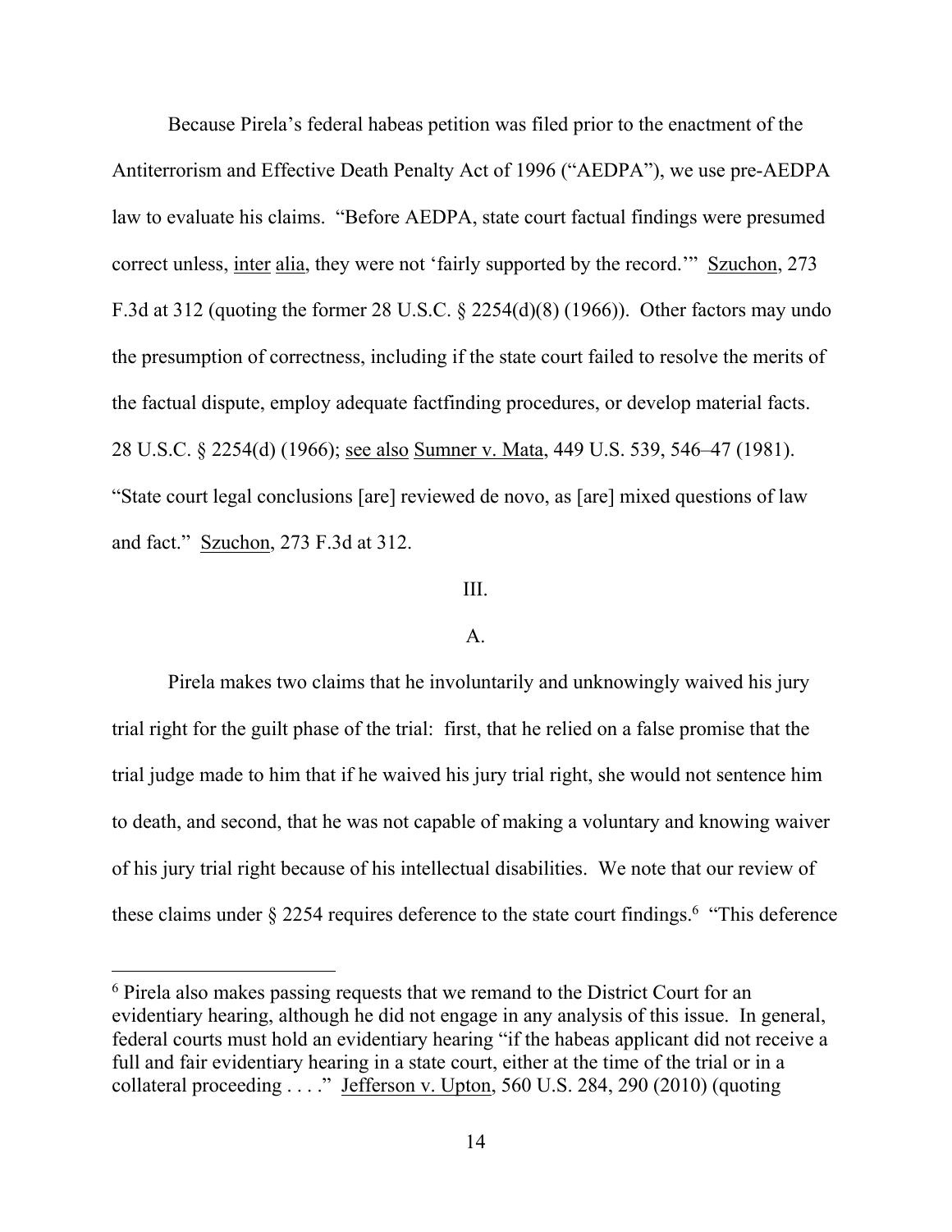Because Pirela's federal habeas petition was filed prior to the enactment of the Antiterrorism and Effective Death Penalty Act of 1996 ("AEDPA"), we use pre-AEDPA law to evaluate his claims. "Before AEDPA, state court factual findings were presumed correct unless, inter alia, they were not 'fairly supported by the record.'" Szuchon, 273 F.3d at 312 (quoting the former 28 U.S.C. § 2254(d)(8) (1966)). Other factors may undo the presumption of correctness, including if the state court failed to resolve the merits of the factual dispute, employ adequate factfinding procedures, or develop material facts. 28 U.S.C. § 2254(d) (1966); see also Sumner v. Mata, 449 U.S. 539, 546–47 (1981). "State court legal conclusions [are] reviewed de novo, as [are] mixed questions of law and fact." Szuchon, 273 F.3d at 312.

## III.

### A.

Pirela makes two claims that he involuntarily and unknowingly waived his jury trial right for the guilt phase of the trial: first, that he relied on a false promise that the trial judge made to him that if he waived his jury trial right, she would not sentence him to death, and second, that he was not capable of making a voluntary and knowing waiver of his jury trial right because of his intellectual disabilities. We note that our review of these claims under § 2254 requires deference to the state court findings.[6] "This deference

[6] Pirela also makes passing requests that we remand to the District Court for an evidentiary hearing, although he did not engage in any analysis of this issue. In general, federal courts must hold an evidentiary hearing "if the habeas applicant did not receive a full and fair evidentiary hearing in a state court, either at the time of the trial or in a collateral proceeding . . . ." Jefferson v. Upton, 560 U.S. 284, 290 (2010) (quoting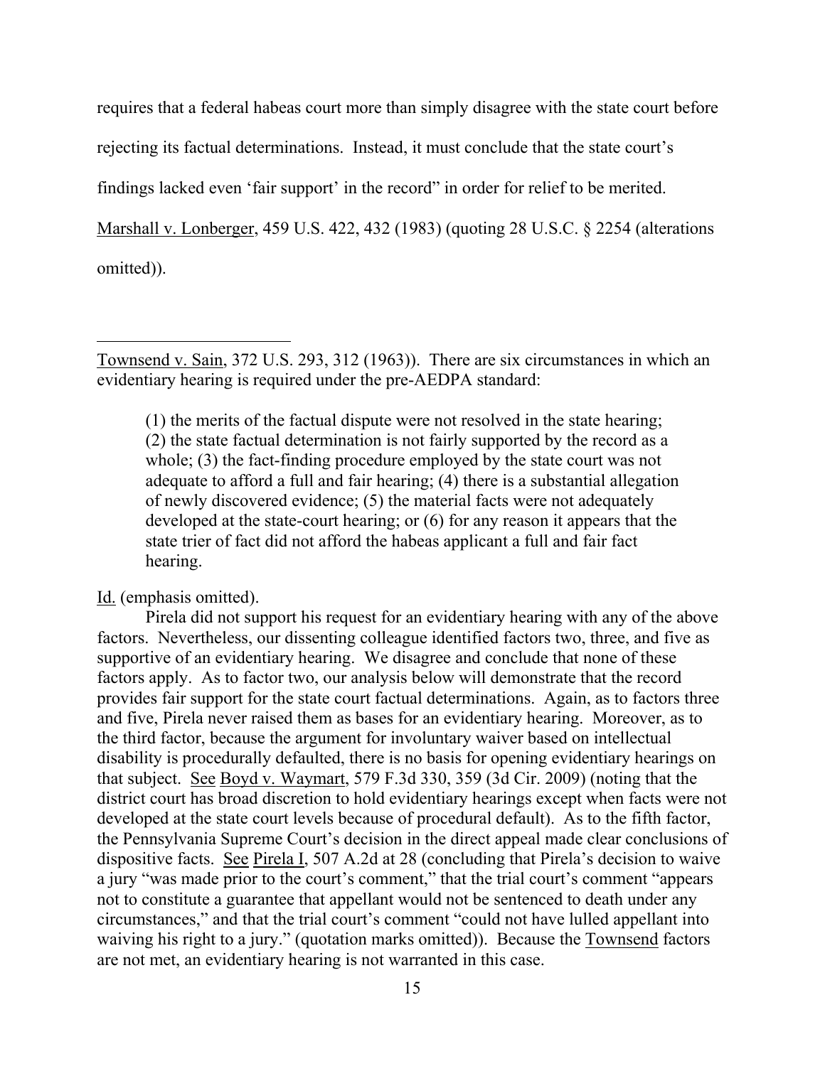requires that a federal habeas court more than simply disagree with the state court before rejecting its factual determinations. Instead, it must conclude that the state court's findings lacked even 'fair support' in the record" in order for relief to be merited. Marshall v. Lonberger, 459 U.S. 422, 432 (1983) (quoting 28 U.S.C. § 2254 (alterations omitted)).

---

Townsend v. Sain, 372 U.S. 293, 312 (1963)). There are six circumstances in which an evidentiary hearing is required under the pre-AEDPA standard:

> (1) the merits of the factual dispute were not resolved in the state hearing; (2) the state factual determination is not fairly supported by the record as a whole; (3) the fact-finding procedure employed by the state court was not adequate to afford a full and fair hearing; (4) there is a substantial allegation of newly discovered evidence; (5) the material facts were not adequately developed at the state-court hearing; or (6) for any reason it appears that the state trier of fact did not afford the habeas applicant a full and fair fact hearing.

Id. (emphasis omitted).

Pirela did not support his request for an evidentiary hearing with any of the above factors. Nevertheless, our dissenting colleague identified factors two, three, and five as supportive of an evidentiary hearing. We disagree and conclude that none of these factors apply. As to factor two, our analysis below will demonstrate that the record provides fair support for the state court factual determinations. Again, as to factors three and five, Pirela never raised them as bases for an evidentiary hearing. Moreover, as to the third factor, because the argument for involuntary waiver based on intellectual disability is procedurally defaulted, there is no basis for opening evidentiary hearings on that subject. See Boyd v. Waymart, 579 F.3d 330, 359 (3d Cir. 2009) (noting that the district court has broad discretion to hold evidentiary hearings except when facts were not developed at the state court levels because of procedural default). As to the fifth factor, the Pennsylvania Supreme Court's decision in the direct appeal made clear conclusions of dispositive facts. See Pirela I, 507 A.2d at 28 (concluding that Pirela's decision to waive a jury "was made prior to the court's comment," that the trial court's comment "appears not to constitute a guarantee that appellant would not be sentenced to death under any circumstances," and that the trial court's comment "could not have lulled appellant into waiving his right to a jury." (quotation marks omitted)). Because the Townsend factors are not met, an evidentiary hearing is not warranted in this case.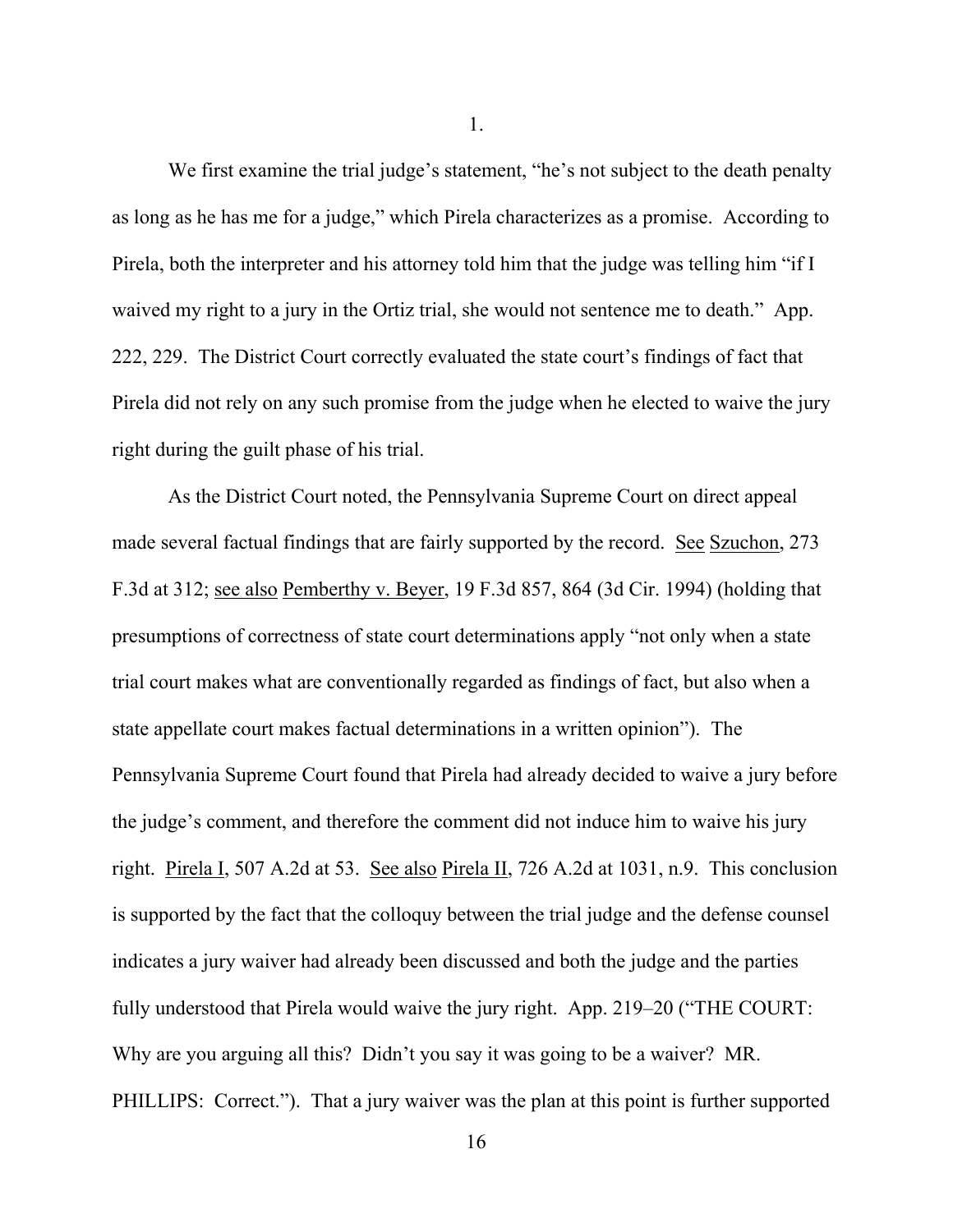1.

We first examine the trial judge's statement, "he's not subject to the death penalty as long as he has me for a judge," which Pirela characterizes as a promise. According to Pirela, both the interpreter and his attorney told him that the judge was telling him "if I waived my right to a jury in the Ortiz trial, she would not sentence me to death." App. 222, 229. The District Court correctly evaluated the state court's findings of fact that Pirela did not rely on any such promise from the judge when he elected to waive the jury right during the guilt phase of his trial.

As the District Court noted, the Pennsylvania Supreme Court on direct appeal made several factual findings that are fairly supported by the record. See Szuchon, 273 F.3d at 312; see also Pemberthy v. Beyer, 19 F.3d 857, 864 (3d Cir. 1994) (holding that presumptions of correctness of state court determinations apply "not only when a state trial court makes what are conventionally regarded as findings of fact, but also when a state appellate court makes factual determinations in a written opinion"). The Pennsylvania Supreme Court found that Pirela had already decided to waive a jury before the judge's comment, and therefore the comment did not induce him to waive his jury right. Pirela I, 507 A.2d at 53. See also Pirela II, 726 A.2d at 1031, n.9. This conclusion is supported by the fact that the colloquy between the trial judge and the defense counsel indicates a jury waiver had already been discussed and both the judge and the parties fully understood that Pirela would waive the jury right. App. 219–20 ("THE COURT: Why are you arguing all this? Didn't you say it was going to be a waiver? MR. PHILLIPS: Correct."). That a jury waiver was the plan at this point is further supported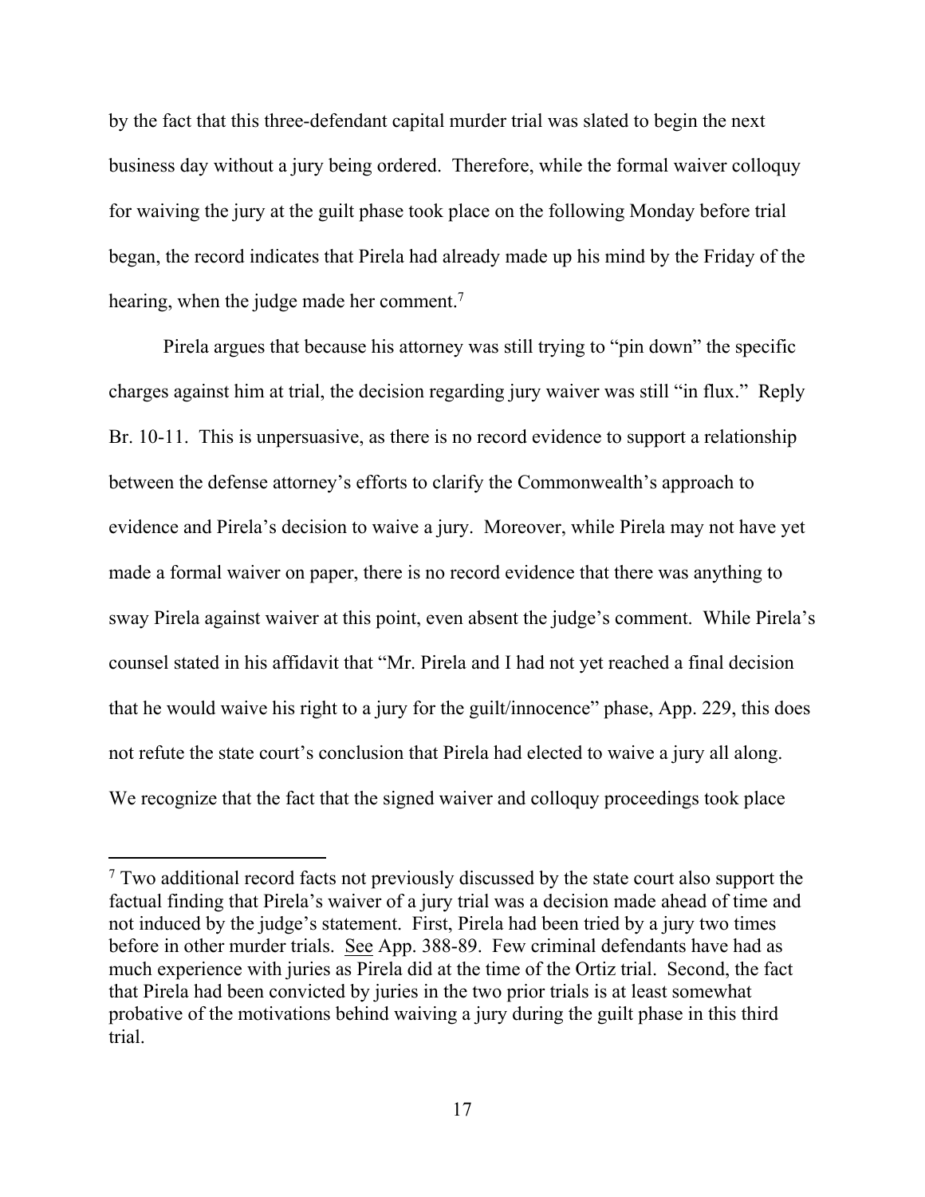by the fact that this three-defendant capital murder trial was slated to begin the next business day without a jury being ordered. Therefore, while the formal waiver colloquy for waiving the jury at the guilt phase took place on the following Monday before trial began, the record indicates that Pirela had already made up his mind by the Friday of the hearing, when the judge made her comment.[7]

Pirela argues that because his attorney was still trying to "pin down" the specific charges against him at trial, the decision regarding jury waiver was still "in flux." Reply Br. 10-11. This is unpersuasive, as there is no record evidence to support a relationship between the defense attorney's efforts to clarify the Commonwealth's approach to evidence and Pirela's decision to waive a jury. Moreover, while Pirela may not have yet made a formal waiver on paper, there is no record evidence that there was anything to sway Pirela against waiver at this point, even absent the judge's comment. While Pirela's counsel stated in his affidavit that "Mr. Pirela and I had not yet reached a final decision that he would waive his right to a jury for the guilt/innocence" phase, App. 229, this does not refute the state court's conclusion that Pirela had elected to waive a jury all along. We recognize that the fact that the signed waiver and colloquy proceedings took place

---

[7] Two additional record facts not previously discussed by the state court also support the factual finding that Pirela's waiver of a jury trial was a decision made ahead of time and not induced by the judge's statement. First, Pirela had been tried by a jury two times before in other murder trials. See App. 388-89. Few criminal defendants have had as much experience with juries as Pirela did at the time of the Ortiz trial. Second, the fact that Pirela had been convicted by juries in the two prior trials is at least somewhat probative of the motivations behind waiving a jury during the guilt phase in this third trial.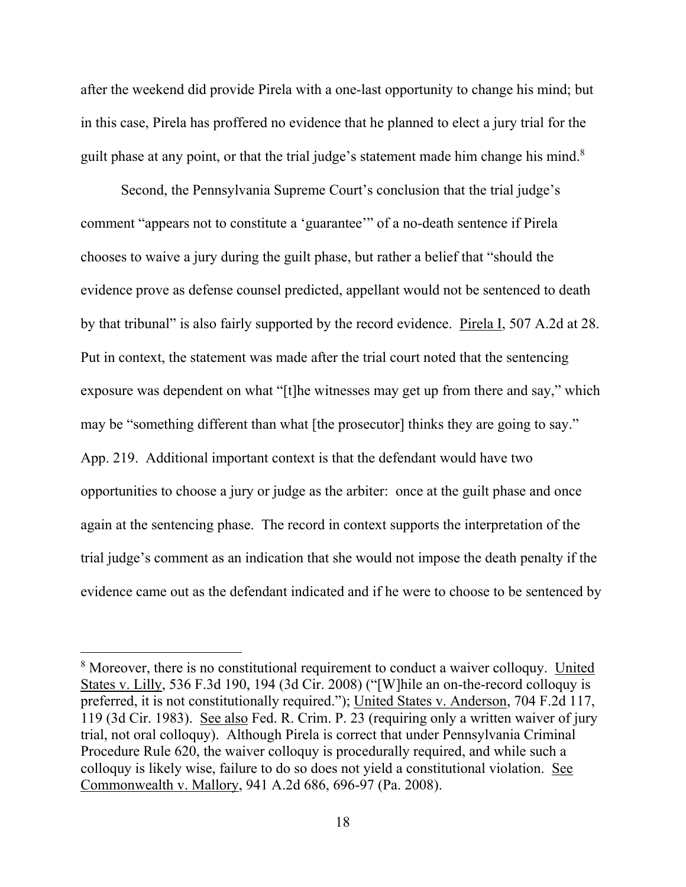after the weekend did provide Pirela with a one-last opportunity to change his mind; but in this case, Pirela has proffered no evidence that he planned to elect a jury trial for the guilt phase at any point, or that the trial judge's statement made him change his mind.[8]

Second, the Pennsylvania Supreme Court's conclusion that the trial judge's comment "appears not to constitute a 'guarantee'" of a no-death sentence if Pirela chooses to waive a jury during the guilt phase, but rather a belief that "should the evidence prove as defense counsel predicted, appellant would not be sentenced to death by that tribunal" is also fairly supported by the record evidence. Pirela I, 507 A.2d at 28. Put in context, the statement was made after the trial court noted that the sentencing exposure was dependent on what "[t]he witnesses may get up from there and say," which may be "something different than what [the prosecutor] thinks they are going to say." App. 219. Additional important context is that the defendant would have two opportunities to choose a jury or judge as the arbiter: once at the guilt phase and once again at the sentencing phase. The record in context supports the interpretation of the trial judge's comment as an indication that she would not impose the death penalty if the evidence came out as the defendant indicated and if he were to choose to be sentenced by

---

[8] Moreover, there is no constitutional requirement to conduct a waiver colloquy. United States v. Lilly, 536 F.3d 190, 194 (3d Cir. 2008) ("[W]hile an on-the-record colloquy is preferred, it is not constitutionally required."); United States v. Anderson, 704 F.2d 117, 119 (3d Cir. 1983). See also Fed. R. Crim. P. 23 (requiring only a written waiver of jury trial, not oral colloquy). Although Pirela is correct that under Pennsylvania Criminal Procedure Rule 620, the waiver colloquy is procedurally required, and while such a colloquy is likely wise, failure to do so does not yield a constitutional violation. See Commonwealth v. Mallory, 941 A.2d 686, 696-97 (Pa. 2008).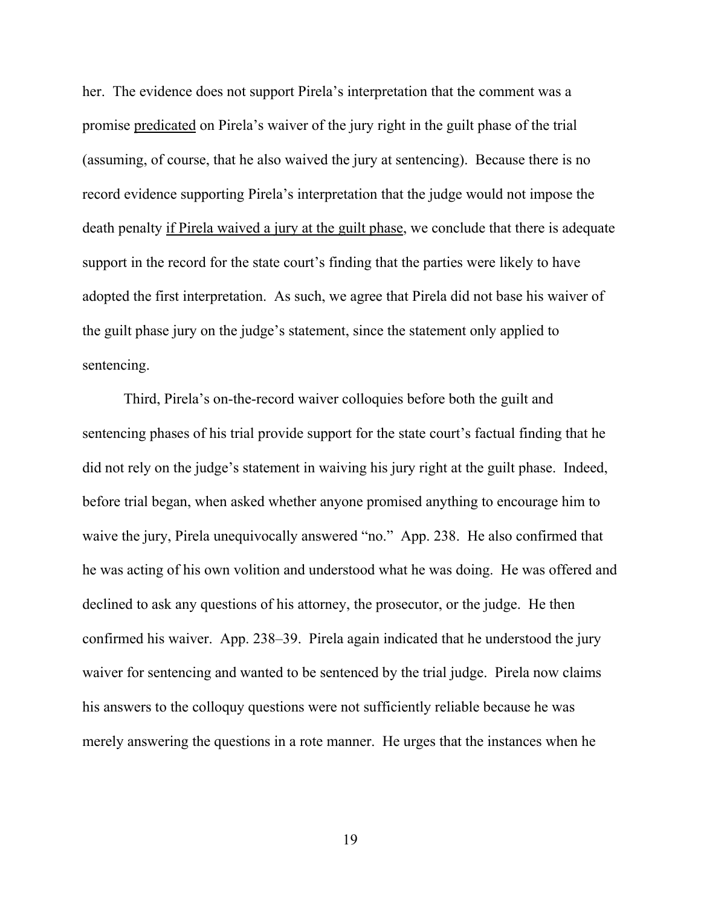her. The evidence does not support Pirela's interpretation that the comment was a promise <u>predicated</u> on Pirela's waiver of the jury right in the guilt phase of the trial (assuming, of course, that he also waived the jury at sentencing). Because there is no record evidence supporting Pirela's interpretation that the judge would not impose the death penalty <u>if Pirela waived a jury at the guilt phase</u>, we conclude that there is adequate support in the record for the state court's finding that the parties were likely to have adopted the first interpretation. As such, we agree that Pirela did not base his waiver of the guilt phase jury on the judge's statement, since the statement only applied to sentencing.

Third, Pirela's on-the-record waiver colloquies before both the guilt and sentencing phases of his trial provide support for the state court's factual finding that he did not rely on the judge's statement in waiving his jury right at the guilt phase. Indeed, before trial began, when asked whether anyone promised anything to encourage him to waive the jury, Pirela unequivocally answered "no." App. 238. He also confirmed that he was acting of his own volition and understood what he was doing. He was offered and declined to ask any questions of his attorney, the prosecutor, or the judge. He then confirmed his waiver. App. 238–39. Pirela again indicated that he understood the jury waiver for sentencing and wanted to be sentenced by the trial judge. Pirela now claims his answers to the colloquy questions were not sufficiently reliable because he was merely answering the questions in a rote manner. He urges that the instances when he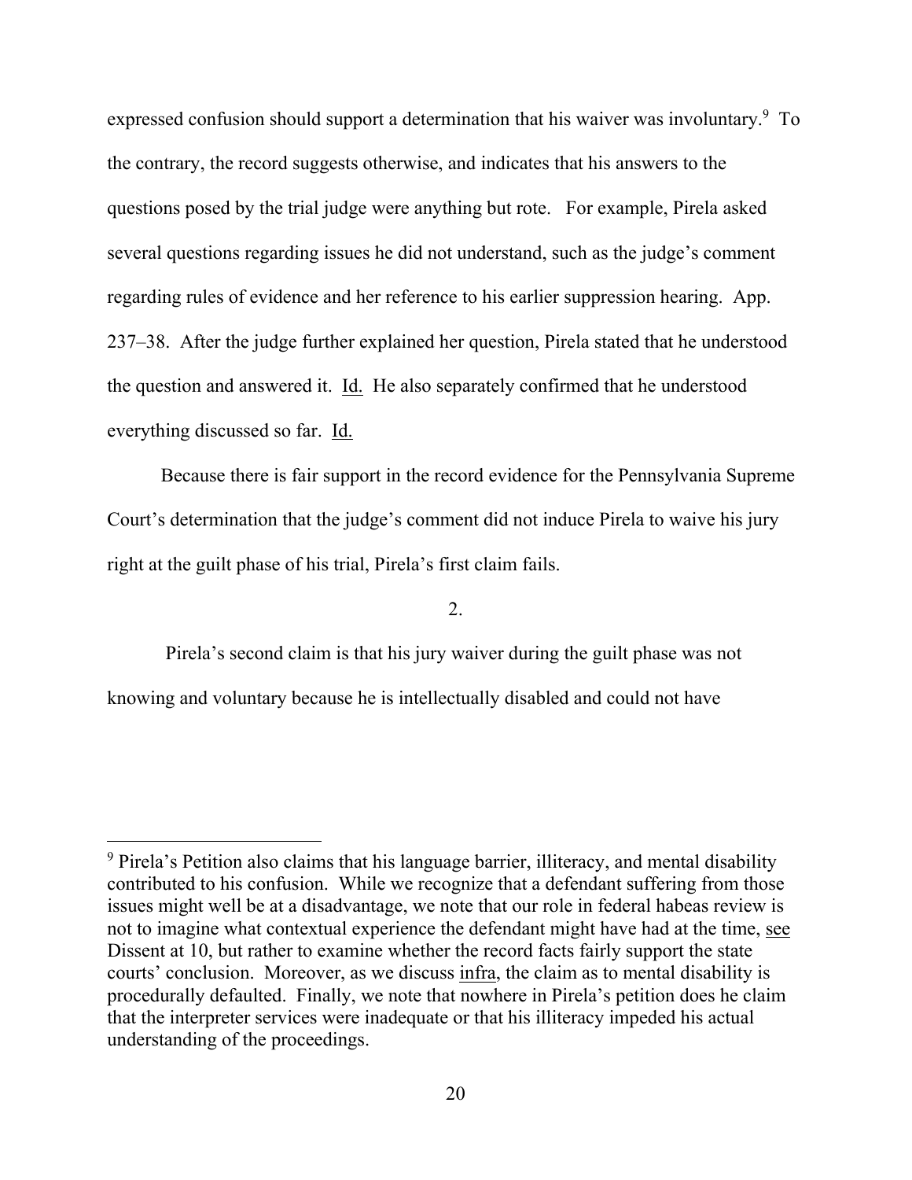expressed confusion should support a determination that his waiver was involuntary.[9] To the contrary, the record suggests otherwise, and indicates that his answers to the questions posed by the trial judge were anything but rote. For example, Pirela asked several questions regarding issues he did not understand, such as the judge's comment regarding rules of evidence and her reference to his earlier suppression hearing. App. 237–38. After the judge further explained her question, Pirela stated that he understood the question and answered it. Id. He also separately confirmed that he understood everything discussed so far. Id.

Because there is fair support in the record evidence for the Pennsylvania Supreme Court's determination that the judge's comment did not induce Pirela to waive his jury right at the guilt phase of his trial, Pirela's first claim fails.

2.

Pirela's second claim is that his jury waiver during the guilt phase was not knowing and voluntary because he is intellectually disabled and could not have

[9] Pirela's Petition also claims that his language barrier, illiteracy, and mental disability contributed to his confusion. While we recognize that a defendant suffering from those issues might well be at a disadvantage, we note that our role in federal habeas review is not to imagine what contextual experience the defendant might have had at the time, see Dissent at 10, but rather to examine whether the record facts fairly support the state courts' conclusion. Moreover, as we discuss infra, the claim as to mental disability is procedurally defaulted. Finally, we note that nowhere in Pirela's petition does he claim that the interpreter services were inadequate or that his illiteracy impeded his actual understanding of the proceedings.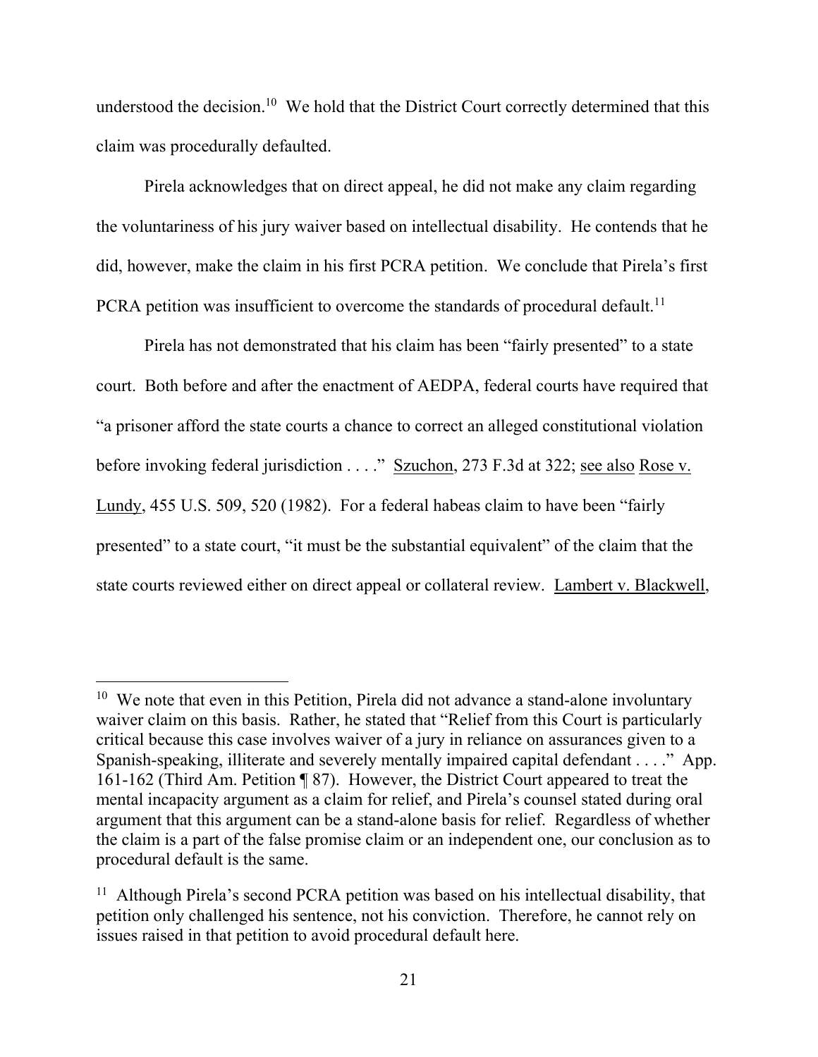understood the decision.[10] We hold that the District Court correctly determined that this claim was procedurally defaulted.

Pirela acknowledges that on direct appeal, he did not make any claim regarding the voluntariness of his jury waiver based on intellectual disability. He contends that he did, however, make the claim in his first PCRA petition. We conclude that Pirela's first PCRA petition was insufficient to overcome the standards of procedural default.[11]

Pirela has not demonstrated that his claim has been "fairly presented" to a state court. Both before and after the enactment of AEDPA, federal courts have required that "a prisoner afford the state courts a chance to correct an alleged constitutional violation before invoking federal jurisdiction . . . ." Szuchon, 273 F.3d at 322; see also Rose v. Lundy, 455 U.S. 509, 520 (1982). For a federal habeas claim to have been "fairly presented" to a state court, "it must be the substantial equivalent" of the claim that the state courts reviewed either on direct appeal or collateral review. Lambert v. Blackwell,

---

[10] We note that even in this Petition, Pirela did not advance a stand-alone involuntary waiver claim on this basis. Rather, he stated that "Relief from this Court is particularly critical because this case involves waiver of a jury in reliance on assurances given to a Spanish-speaking, illiterate and severely mentally impaired capital defendant . . . ." App. 161-162 (Third Am. Petition ¶ 87). However, the District Court appeared to treat the mental incapacity argument as a claim for relief, and Pirela's counsel stated during oral argument that this argument can be a stand-alone basis for relief. Regardless of whether the claim is a part of the false promise claim or an independent one, our conclusion as to procedural default is the same.

[11] Although Pirela's second PCRA petition was based on his intellectual disability, that petition only challenged his sentence, not his conviction. Therefore, he cannot rely on issues raised in that petition to avoid procedural default here.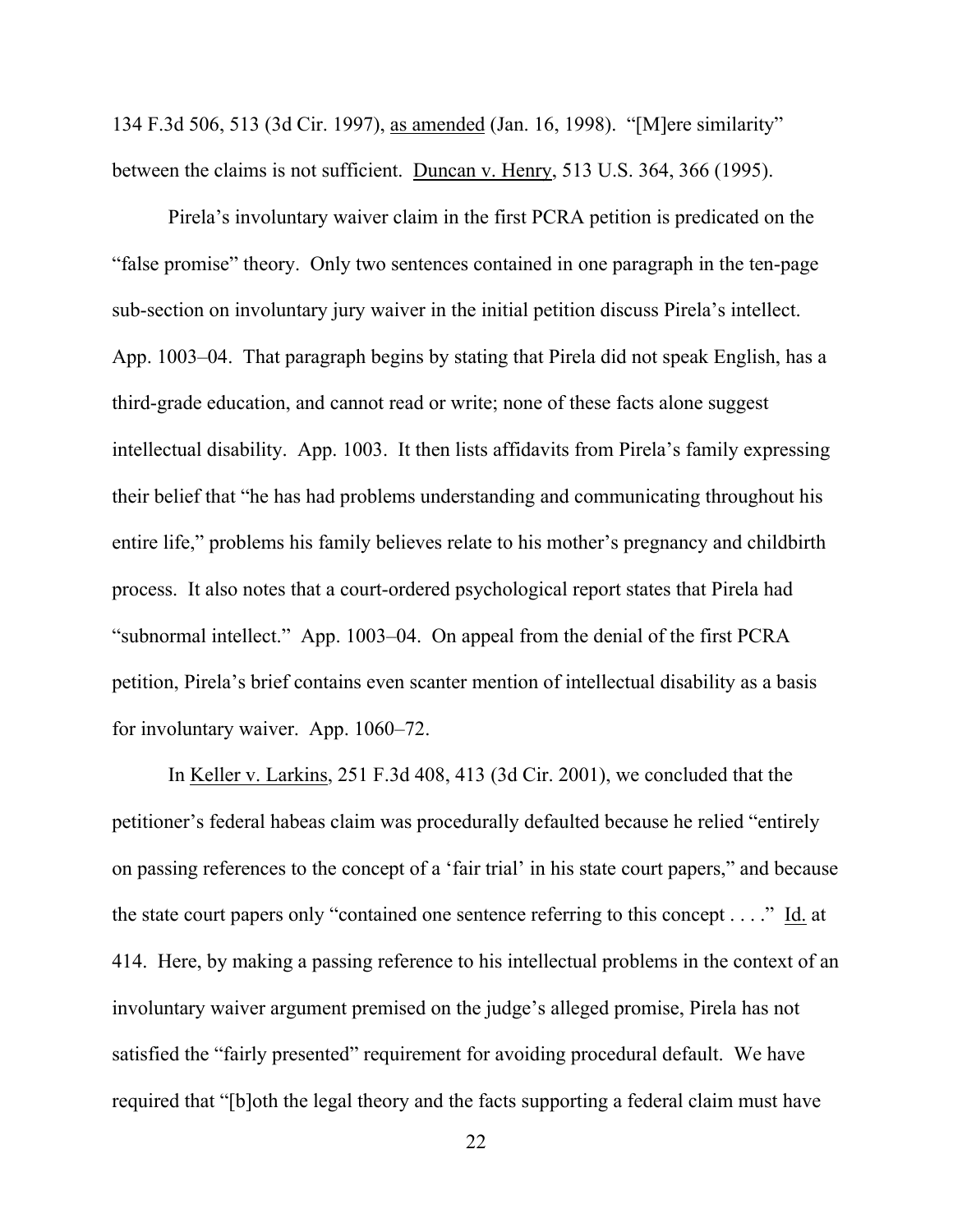134 F.3d 506, 513 (3d Cir. 1997), as amended (Jan. 16, 1998). "[M]ere similarity" between the claims is not sufficient. Duncan v. Henry, 513 U.S. 364, 366 (1995).

Pirela's involuntary waiver claim in the first PCRA petition is predicated on the "false promise" theory. Only two sentences contained in one paragraph in the ten-page sub-section on involuntary jury waiver in the initial petition discuss Pirela's intellect. App. 1003–04. That paragraph begins by stating that Pirela did not speak English, has a third-grade education, and cannot read or write; none of these facts alone suggest intellectual disability. App. 1003. It then lists affidavits from Pirela's family expressing their belief that "he has had problems understanding and communicating throughout his entire life," problems his family believes relate to his mother's pregnancy and childbirth process. It also notes that a court-ordered psychological report states that Pirela had "subnormal intellect." App. 1003–04. On appeal from the denial of the first PCRA petition, Pirela's brief contains even scanter mention of intellectual disability as a basis for involuntary waiver. App. 1060–72.

In Keller v. Larkins, 251 F.3d 408, 413 (3d Cir. 2001), we concluded that the petitioner's federal habeas claim was procedurally defaulted because he relied "entirely on passing references to the concept of a 'fair trial' in his state court papers," and because the state court papers only "contained one sentence referring to this concept . . . ." Id. at 414. Here, by making a passing reference to his intellectual problems in the context of an involuntary waiver argument premised on the judge's alleged promise, Pirela has not satisfied the "fairly presented" requirement for avoiding procedural default. We have required that "[b]oth the legal theory and the facts supporting a federal claim must have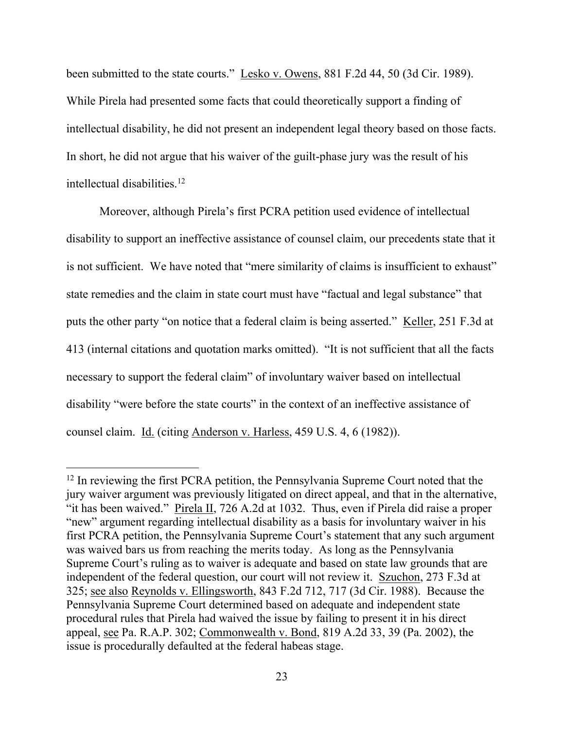been submitted to the state courts." Lesko v. Owens, 881 F.2d 44, 50 (3d Cir. 1989). While Pirela had presented some facts that could theoretically support a finding of intellectual disability, he did not present an independent legal theory based on those facts. In short, he did not argue that his waiver of the guilt-phase jury was the result of his intellectual disabilities.[12]

Moreover, although Pirela's first PCRA petition used evidence of intellectual disability to support an ineffective assistance of counsel claim, our precedents state that it is not sufficient. We have noted that "mere similarity of claims is insufficient to exhaust" state remedies and the claim in state court must have "factual and legal substance" that puts the other party "on notice that a federal claim is being asserted." Keller, 251 F.3d at 413 (internal citations and quotation marks omitted). "It is not sufficient that all the facts necessary to support the federal claim" of involuntary waiver based on intellectual disability "were before the state courts" in the context of an ineffective assistance of counsel claim. Id. (citing Anderson v. Harless, 459 U.S. 4, 6 (1982)).

---

[12] In reviewing the first PCRA petition, the Pennsylvania Supreme Court noted that the jury waiver argument was previously litigated on direct appeal, and that in the alternative, "it has been waived." Pirela II, 726 A.2d at 1032. Thus, even if Pirela did raise a proper "new" argument regarding intellectual disability as a basis for involuntary waiver in his first PCRA petition, the Pennsylvania Supreme Court's statement that any such argument was waived bars us from reaching the merits today. As long as the Pennsylvania Supreme Court's ruling as to waiver is adequate and based on state law grounds that are independent of the federal question, our court will not review it. Szuchon, 273 F.3d at 325; see also Reynolds v. Ellingsworth, 843 F.2d 712, 717 (3d Cir. 1988). Because the Pennsylvania Supreme Court determined based on adequate and independent state procedural rules that Pirela had waived the issue by failing to present it in his direct appeal, see Pa. R.A.P. 302; Commonwealth v. Bond, 819 A.2d 33, 39 (Pa. 2002), the issue is procedurally defaulted at the federal habeas stage.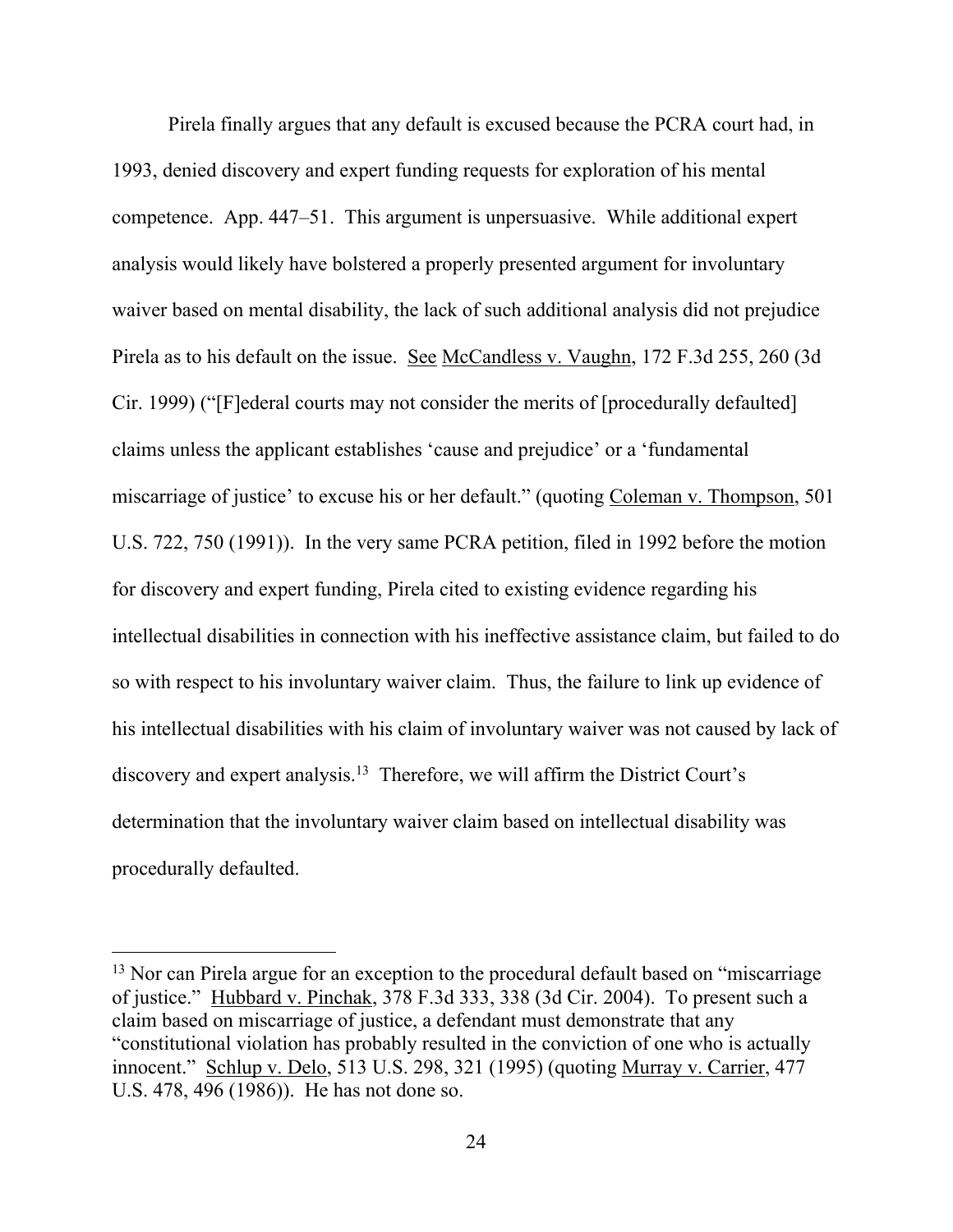Pirela finally argues that any default is excused because the PCRA court had, in 1993, denied discovery and expert funding requests for exploration of his mental competence. App. 447–51. This argument is unpersuasive. While additional expert analysis would likely have bolstered a properly presented argument for involuntary waiver based on mental disability, the lack of such additional analysis did not prejudice Pirela as to his default on the issue. See McCandless v. Vaughn, 172 F.3d 255, 260 (3d Cir. 1999) ("[F]ederal courts may not consider the merits of [procedurally defaulted] claims unless the applicant establishes 'cause and prejudice' or a 'fundamental miscarriage of justice' to excuse his or her default." (quoting Coleman v. Thompson, 501 U.S. 722, 750 (1991)). In the very same PCRA petition, filed in 1992 before the motion for discovery and expert funding, Pirela cited to existing evidence regarding his intellectual disabilities in connection with his ineffective assistance claim, but failed to do so with respect to his involuntary waiver claim. Thus, the failure to link up evidence of his intellectual disabilities with his claim of involuntary waiver was not caused by lack of discovery and expert analysis.[13] Therefore, we will affirm the District Court's determination that the involuntary waiver claim based on intellectual disability was procedurally defaulted.

---

[13] Nor can Pirela argue for an exception to the procedural default based on "miscarriage of justice." Hubbard v. Pinchak, 378 F.3d 333, 338 (3d Cir. 2004). To present such a claim based on miscarriage of justice, a defendant must demonstrate that any "constitutional violation has probably resulted in the conviction of one who is actually innocent." Schlup v. Delo, 513 U.S. 298, 321 (1995) (quoting Murray v. Carrier, 477 U.S. 478, 496 (1986)). He has not done so.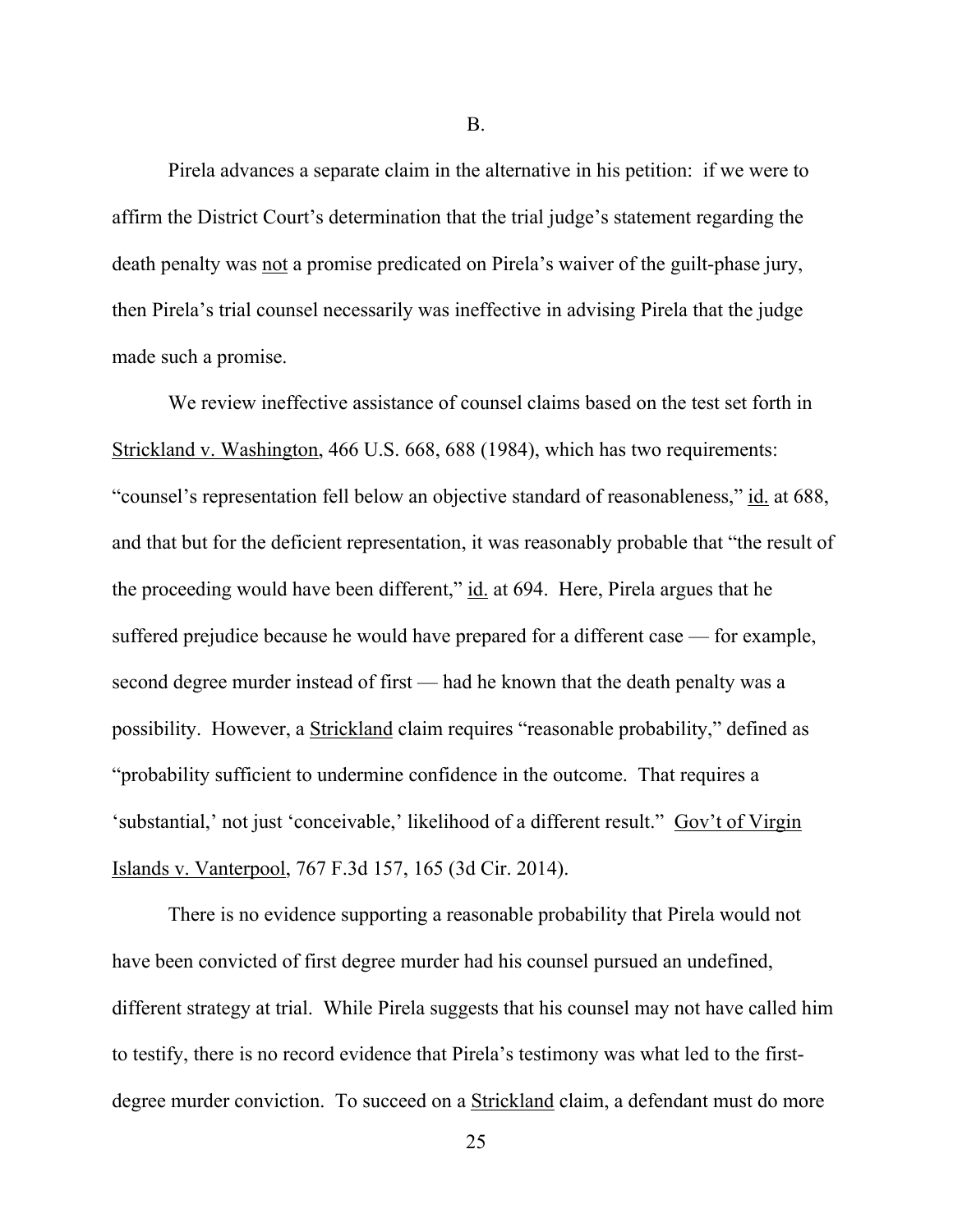B.

Pirela advances a separate claim in the alternative in his petition: if we were to affirm the District Court's determination that the trial judge's statement regarding the death penalty was not a promise predicated on Pirela's waiver of the guilt-phase jury, then Pirela's trial counsel necessarily was ineffective in advising Pirela that the judge made such a promise.

We review ineffective assistance of counsel claims based on the test set forth in Strickland v. Washington, 466 U.S. 668, 688 (1984), which has two requirements: "counsel's representation fell below an objective standard of reasonableness," id. at 688, and that but for the deficient representation, it was reasonably probable that "the result of the proceeding would have been different," id. at 694. Here, Pirela argues that he suffered prejudice because he would have prepared for a different case — for example, second degree murder instead of first — had he known that the death penalty was a possibility. However, a Strickland claim requires "reasonable probability," defined as "probability sufficient to undermine confidence in the outcome. That requires a 'substantial,' not just 'conceivable,' likelihood of a different result." Gov't of Virgin Islands v. Vanterpool, 767 F.3d 157, 165 (3d Cir. 2014).

There is no evidence supporting a reasonable probability that Pirela would not have been convicted of first degree murder had his counsel pursued an undefined, different strategy at trial. While Pirela suggests that his counsel may not have called him to testify, there is no record evidence that Pirela's testimony was what led to the first-degree murder conviction. To succeed on a Strickland claim, a defendant must do more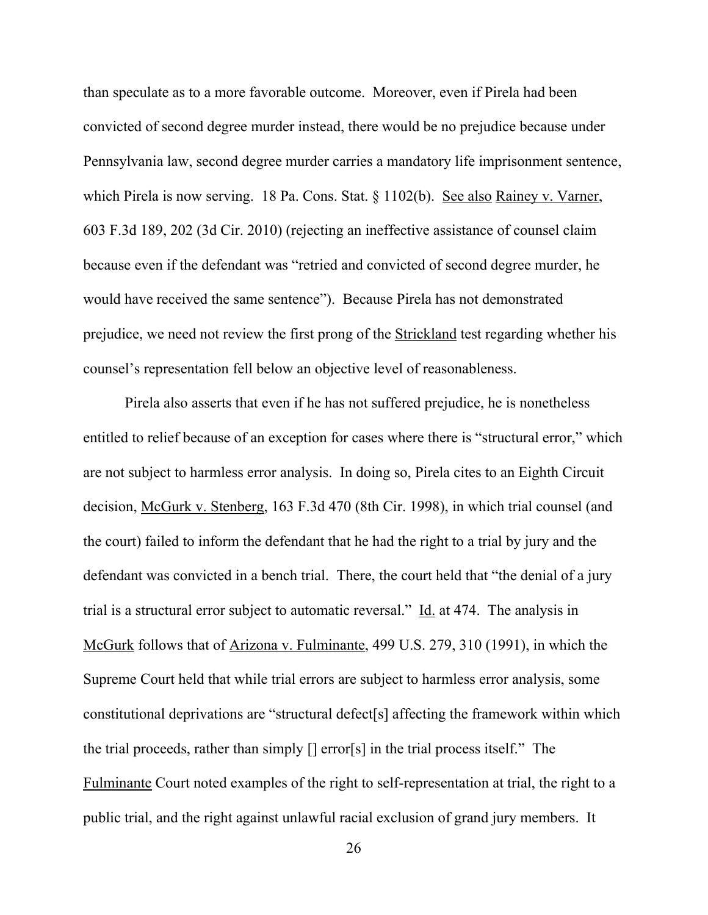than speculate as to a more favorable outcome. Moreover, even if Pirela had been convicted of second degree murder instead, there would be no prejudice because under Pennsylvania law, second degree murder carries a mandatory life imprisonment sentence, which Pirela is now serving. 18 Pa. Cons. Stat. § 1102(b). See also Rainey v. Varner, 603 F.3d 189, 202 (3d Cir. 2010) (rejecting an ineffective assistance of counsel claim because even if the defendant was "retried and convicted of second degree murder, he would have received the same sentence"). Because Pirela has not demonstrated prejudice, we need not review the first prong of the Strickland test regarding whether his counsel's representation fell below an objective level of reasonableness.

Pirela also asserts that even if he has not suffered prejudice, he is nonetheless entitled to relief because of an exception for cases where there is "structural error," which are not subject to harmless error analysis. In doing so, Pirela cites to an Eighth Circuit decision, McGurk v. Stenberg, 163 F.3d 470 (8th Cir. 1998), in which trial counsel (and the court) failed to inform the defendant that he had the right to a trial by jury and the defendant was convicted in a bench trial. There, the court held that "the denial of a jury trial is a structural error subject to automatic reversal." Id. at 474. The analysis in McGurk follows that of Arizona v. Fulminante, 499 U.S. 279, 310 (1991), in which the Supreme Court held that while trial errors are subject to harmless error analysis, some constitutional deprivations are "structural defect[s] affecting the framework within which the trial proceeds, rather than simply [] error[s] in the trial process itself." The Fulminante Court noted examples of the right to self-representation at trial, the right to a public trial, and the right against unlawful racial exclusion of grand jury members. It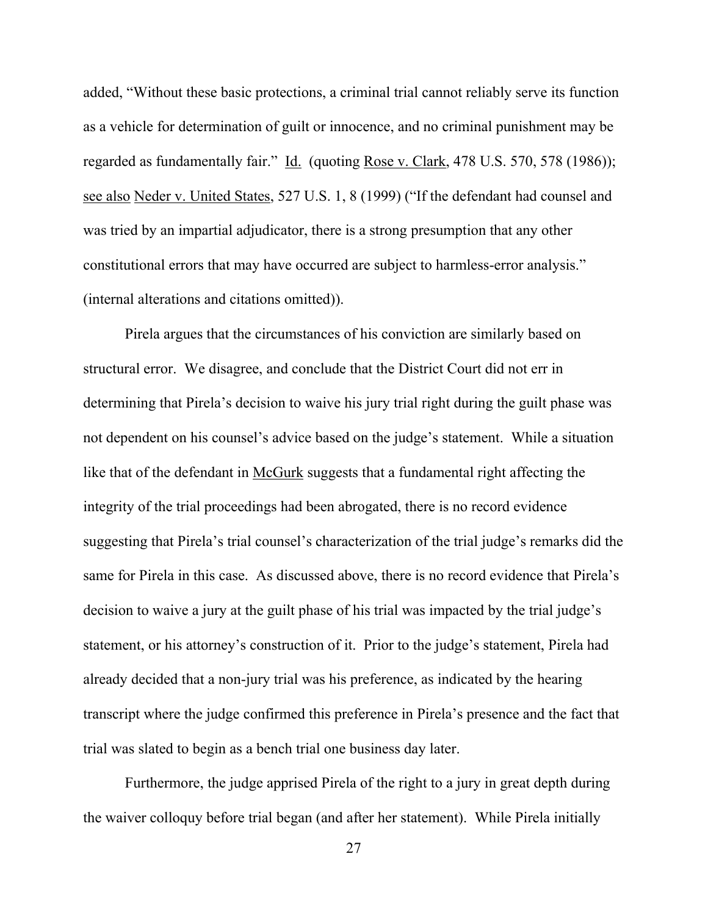added, "Without these basic protections, a criminal trial cannot reliably serve its function as a vehicle for determination of guilt or innocence, and no criminal punishment may be regarded as fundamentally fair." Id. (quoting Rose v. Clark, 478 U.S. 570, 578 (1986)); see also Neder v. United States, 527 U.S. 1, 8 (1999) ("If the defendant had counsel and was tried by an impartial adjudicator, there is a strong presumption that any other constitutional errors that may have occurred are subject to harmless-error analysis." (internal alterations and citations omitted)).

Pirela argues that the circumstances of his conviction are similarly based on structural error. We disagree, and conclude that the District Court did not err in determining that Pirela's decision to waive his jury trial right during the guilt phase was not dependent on his counsel's advice based on the judge's statement. While a situation like that of the defendant in McGurk suggests that a fundamental right affecting the integrity of the trial proceedings had been abrogated, there is no record evidence suggesting that Pirela's trial counsel's characterization of the trial judge's remarks did the same for Pirela in this case. As discussed above, there is no record evidence that Pirela's decision to waive a jury at the guilt phase of his trial was impacted by the trial judge's statement, or his attorney's construction of it. Prior to the judge's statement, Pirela had already decided that a non-jury trial was his preference, as indicated by the hearing transcript where the judge confirmed this preference in Pirela's presence and the fact that trial was slated to begin as a bench trial one business day later.

Furthermore, the judge apprised Pirela of the right to a jury in great depth during the waiver colloquy before trial began (and after her statement). While Pirela initially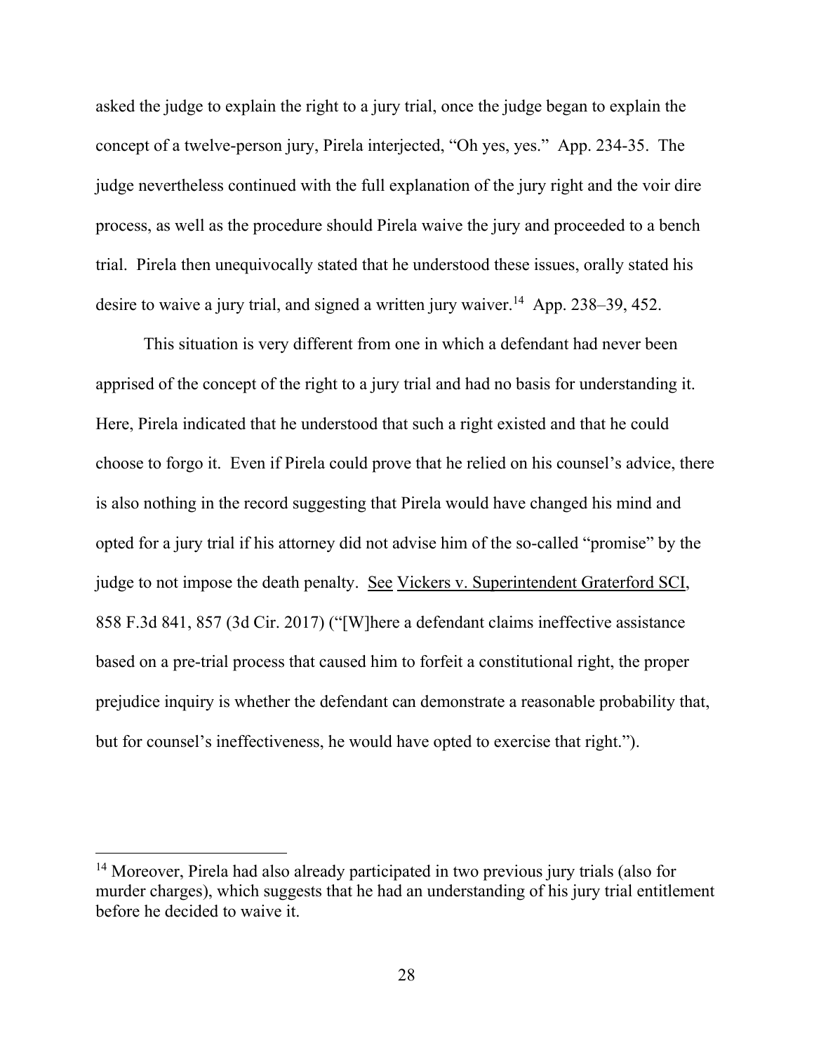asked the judge to explain the right to a jury trial, once the judge began to explain the concept of a twelve-person jury, Pirela interjected, "Oh yes, yes." App. 234-35. The judge nevertheless continued with the full explanation of the jury right and the voir dire process, as well as the procedure should Pirela waive the jury and proceeded to a bench trial. Pirela then unequivocally stated that he understood these issues, orally stated his desire to waive a jury trial, and signed a written jury waiver.[14] App. 238–39, 452.

This situation is very different from one in which a defendant had never been apprised of the concept of the right to a jury trial and had no basis for understanding it. Here, Pirela indicated that he understood that such a right existed and that he could choose to forgo it. Even if Pirela could prove that he relied on his counsel's advice, there is also nothing in the record suggesting that Pirela would have changed his mind and opted for a jury trial if his attorney did not advise him of the so-called "promise" by the judge to not impose the death penalty. See Vickers v. Superintendent Graterford SCI, 858 F.3d 841, 857 (3d Cir. 2017) ("[W]here a defendant claims ineffective assistance based on a pre-trial process that caused him to forfeit a constitutional right, the proper prejudice inquiry is whether the defendant can demonstrate a reasonable probability that, but for counsel's ineffectiveness, he would have opted to exercise that right.").

[14] Moreover, Pirela had also already participated in two previous jury trials (also for murder charges), which suggests that he had an understanding of his jury trial entitlement before he decided to waive it.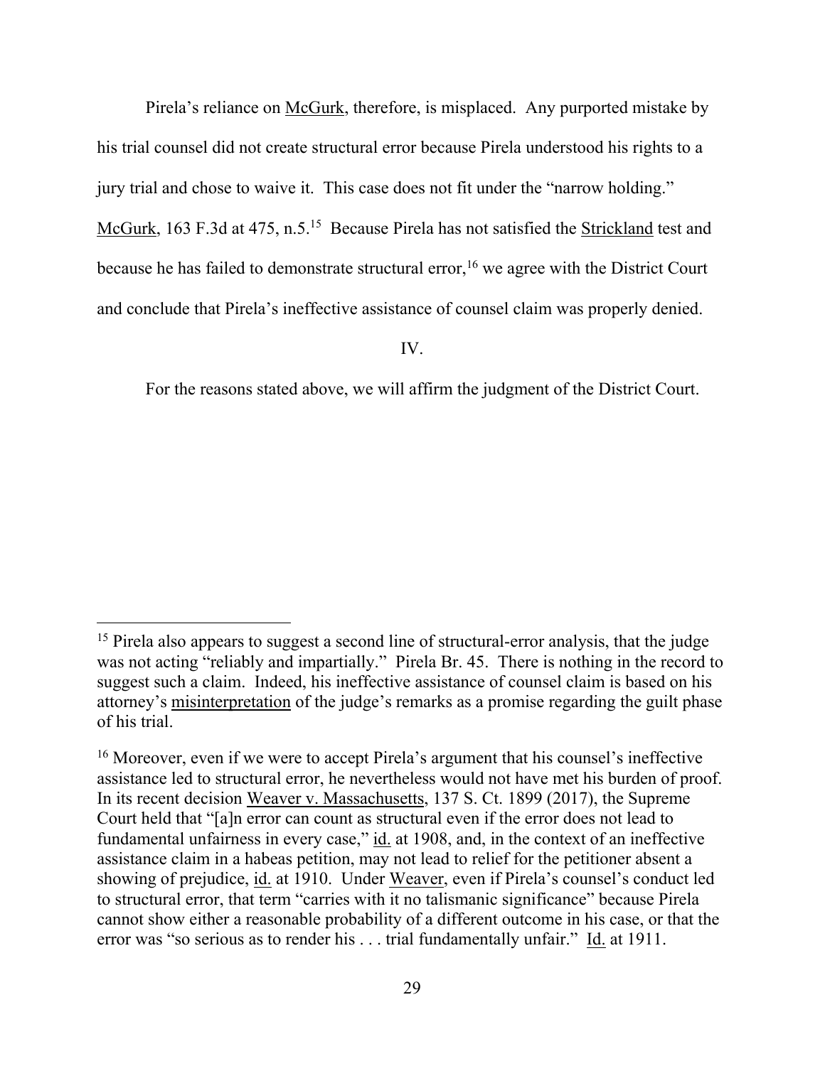Pirela's reliance on McGurk, therefore, is misplaced. Any purported mistake by his trial counsel did not create structural error because Pirela understood his rights to a jury trial and chose to waive it. This case does not fit under the "narrow holding." McGurk, 163 F.3d at 475, n.5.[15] Because Pirela has not satisfied the Strickland test and because he has failed to demonstrate structural error,[16] we agree with the District Court and conclude that Pirela's ineffective assistance of counsel claim was properly denied.

IV.

For the reasons stated above, we will affirm the judgment of the District Court.

---

[15] Pirela also appears to suggest a second line of structural-error analysis, that the judge was not acting "reliably and impartially." Pirela Br. 45. There is nothing in the record to suggest such a claim. Indeed, his ineffective assistance of counsel claim is based on his attorney's misinterpretation of the judge's remarks as a promise regarding the guilt phase of his trial.

[16] Moreover, even if we were to accept Pirela's argument that his counsel's ineffective assistance led to structural error, he nevertheless would not have met his burden of proof. In its recent decision Weaver v. Massachusetts, 137 S. Ct. 1899 (2017), the Supreme Court held that "[a]n error can count as structural even if the error does not lead to fundamental unfairness in every case," id. at 1908, and, in the context of an ineffective assistance claim in a habeas petition, may not lead to relief for the petitioner absent a showing of prejudice, id. at 1910. Under Weaver, even if Pirela's counsel's conduct led to structural error, that term "carries with it no talismanic significance" because Pirela cannot show either a reasonable probability of a different outcome in his case, or that the error was "so serious as to render his . . . trial fundamentally unfair." Id. at 1911.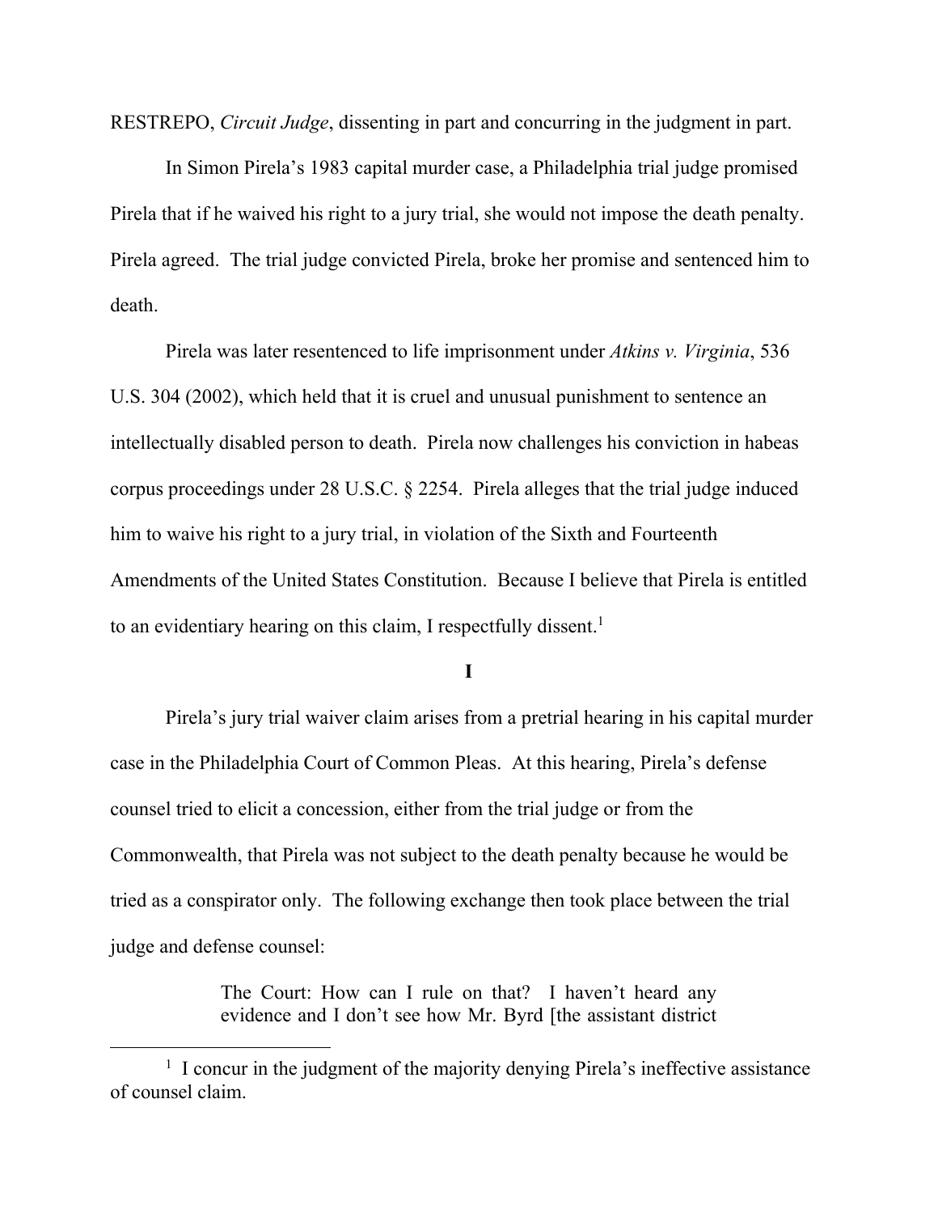RESTREPO, *Circuit Judge*, dissenting in part and concurring in the judgment in part.

In Simon Pirela's 1983 capital murder case, a Philadelphia trial judge promised Pirela that if he waived his right to a jury trial, she would not impose the death penalty. Pirela agreed. The trial judge convicted Pirela, broke her promise and sentenced him to death.

Pirela was later resentenced to life imprisonment under *Atkins v. Virginia*, 536 U.S. 304 (2002), which held that it is cruel and unusual punishment to sentence an intellectually disabled person to death. Pirela now challenges his conviction in habeas corpus proceedings under 28 U.S.C. § 2254. Pirela alleges that the trial judge induced him to waive his right to a jury trial, in violation of the Sixth and Fourteenth Amendments of the United States Constitution. Because I believe that Pirela is entitled to an evidentiary hearing on this claim, I respectfully dissent.[1]

**I**

Pirela's jury trial waiver claim arises from a pretrial hearing in his capital murder case in the Philadelphia Court of Common Pleas. At this hearing, Pirela's defense counsel tried to elicit a concession, either from the trial judge or from the Commonwealth, that Pirela was not subject to the death penalty because he would be tried as a conspirator only. The following exchange then took place between the trial judge and defense counsel:

> The Court: How can I rule on that? I haven't heard any evidence and I don't see how Mr. Byrd [the assistant district

[1] I concur in the judgment of the majority denying Pirela's ineffective assistance of counsel claim.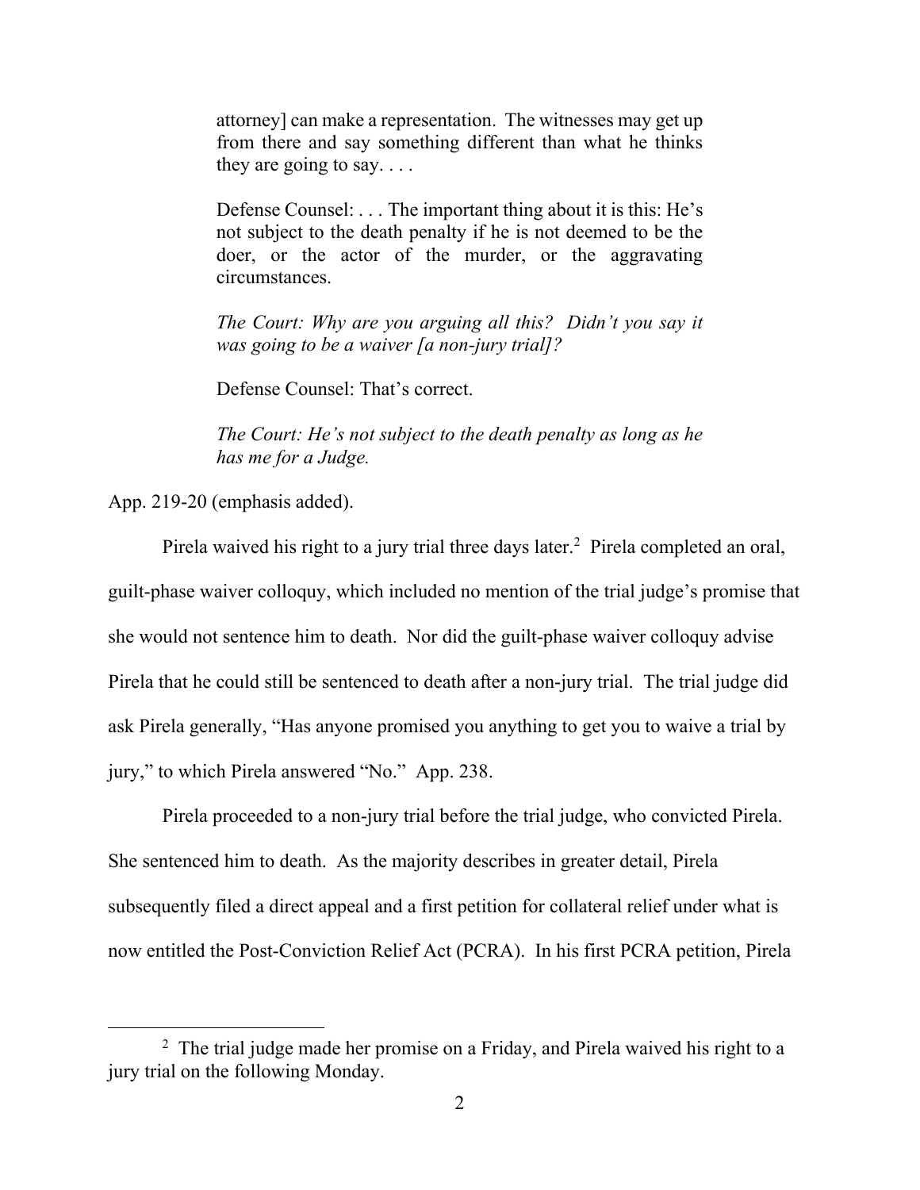> attorney] can make a representation. The witnesses may get up from there and say something different than what he thinks they are going to say. . . .
>
> Defense Counsel: . . . The important thing about it is this: He's not subject to the death penalty if he is not deemed to be the doer, or the actor of the murder, or the aggravating circumstances.
>
> *The Court: Why are you arguing all this? Didn't you say it was going to be a waiver [a non-jury trial]?*
>
> Defense Counsel: That's correct.
>
> *The Court: He's not subject to the death penalty as long as he has me for a Judge.*

App. 219-20 (emphasis added).

Pirela waived his right to a jury trial three days later.[2] Pirela completed an oral, guilt-phase waiver colloquy, which included no mention of the trial judge's promise that she would not sentence him to death. Nor did the guilt-phase waiver colloquy advise Pirela that he could still be sentenced to death after a non-jury trial. The trial judge did ask Pirela generally, "Has anyone promised you anything to get you to waive a trial by jury," to which Pirela answered "No." App. 238.

Pirela proceeded to a non-jury trial before the trial judge, who convicted Pirela. She sentenced him to death. As the majority describes in greater detail, Pirela subsequently filed a direct appeal and a first petition for collateral relief under what is now entitled the Post-Conviction Relief Act (PCRA). In his first PCRA petition, Pirela

[2] The trial judge made her promise on a Friday, and Pirela waived his right to a jury trial on the following Monday.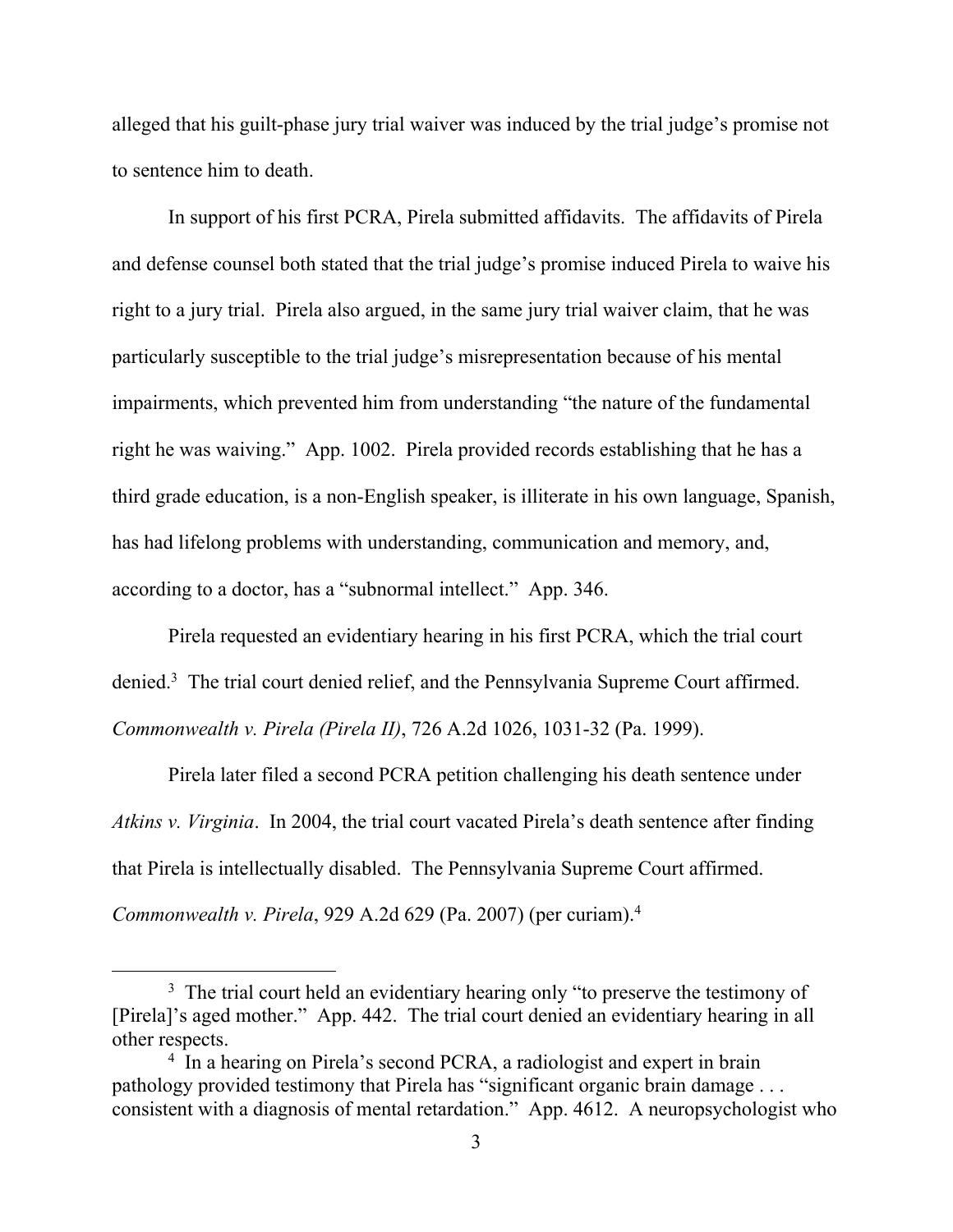alleged that his guilt-phase jury trial waiver was induced by the trial judge's promise not to sentence him to death.

In support of his first PCRA, Pirela submitted affidavits. The affidavits of Pirela and defense counsel both stated that the trial judge's promise induced Pirela to waive his right to a jury trial. Pirela also argued, in the same jury trial waiver claim, that he was particularly susceptible to the trial judge's misrepresentation because of his mental impairments, which prevented him from understanding "the nature of the fundamental right he was waiving." App. 1002. Pirela provided records establishing that he has a third grade education, is a non-English speaker, is illiterate in his own language, Spanish, has had lifelong problems with understanding, communication and memory, and, according to a doctor, has a "subnormal intellect." App. 346.

Pirela requested an evidentiary hearing in his first PCRA, which the trial court denied.[3] The trial court denied relief, and the Pennsylvania Supreme Court affirmed. *Commonwealth v. Pirela (Pirela II)*, 726 A.2d 1026, 1031-32 (Pa. 1999).

Pirela later filed a second PCRA petition challenging his death sentence under *Atkins v. Virginia*. In 2004, the trial court vacated Pirela's death sentence after finding that Pirela is intellectually disabled. The Pennsylvania Supreme Court affirmed. *Commonwealth v. Pirela*, 929 A.2d 629 (Pa. 2007) (per curiam).[4]

---

[3] The trial court held an evidentiary hearing only "to preserve the testimony of [Pirela]'s aged mother." App. 442. The trial court denied an evidentiary hearing in all other respects.

[4] In a hearing on Pirela's second PCRA, a radiologist and expert in brain pathology provided testimony that Pirela has "significant organic brain damage . . . consistent with a diagnosis of mental retardation." App. 4612. A neuropsychologist who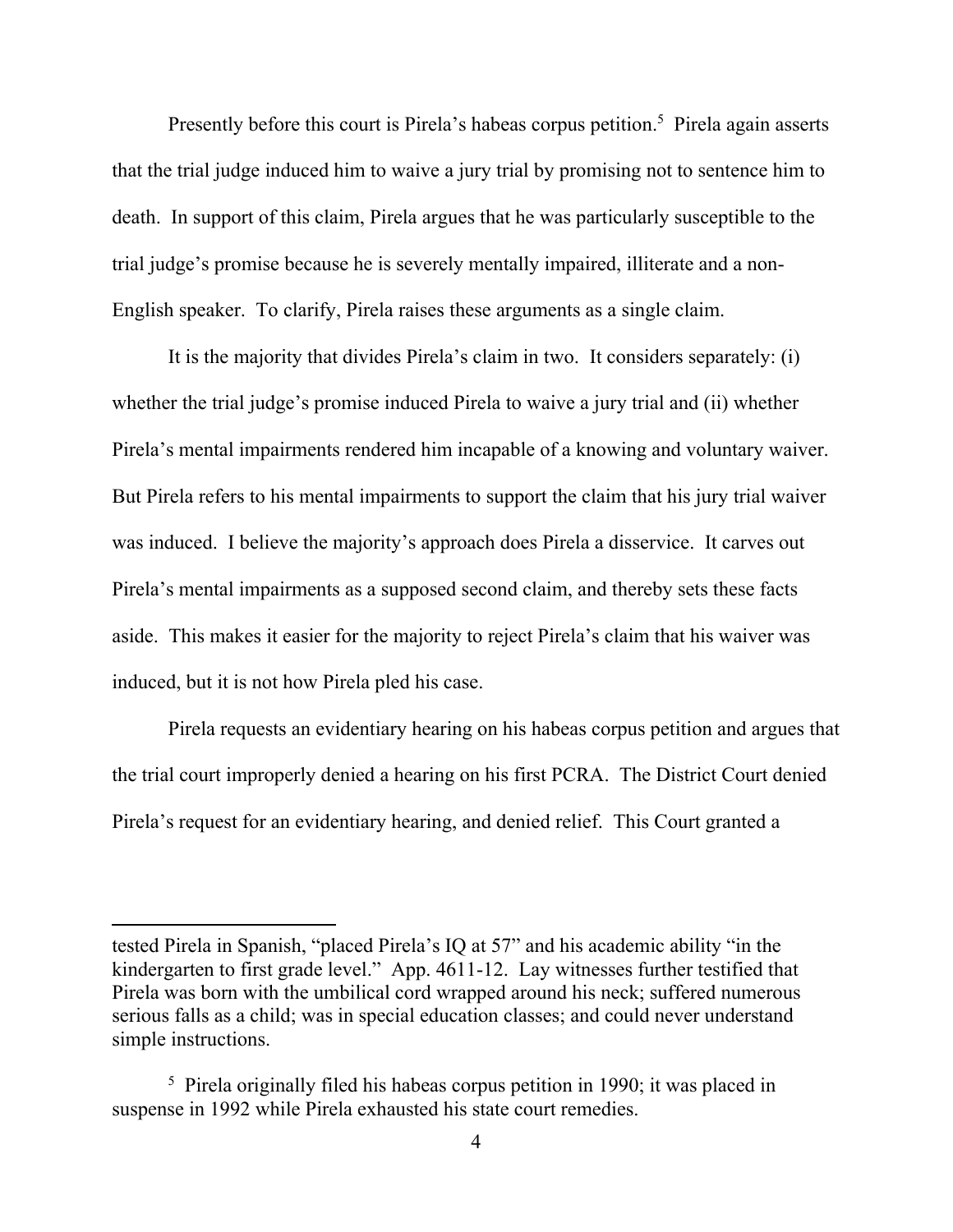Presently before this court is Pirela's habeas corpus petition.[5] Pirela again asserts that the trial judge induced him to waive a jury trial by promising not to sentence him to death. In support of this claim, Pirela argues that he was particularly susceptible to the trial judge's promise because he is severely mentally impaired, illiterate and a non-English speaker. To clarify, Pirela raises these arguments as a single claim.

It is the majority that divides Pirela's claim in two. It considers separately: (i) whether the trial judge's promise induced Pirela to waive a jury trial and (ii) whether Pirela's mental impairments rendered him incapable of a knowing and voluntary waiver. But Pirela refers to his mental impairments to support the claim that his jury trial waiver was induced. I believe the majority's approach does Pirela a disservice. It carves out Pirela's mental impairments as a supposed second claim, and thereby sets these facts aside. This makes it easier for the majority to reject Pirela's claim that his waiver was induced, but it is not how Pirela pled his case.

Pirela requests an evidentiary hearing on his habeas corpus petition and argues that the trial court improperly denied a hearing on his first PCRA. The District Court denied Pirela's request for an evidentiary hearing, and denied relief. This Court granted a

---

tested Pirela in Spanish, "placed Pirela's IQ at 57" and his academic ability "in the kindergarten to first grade level." App. 4611-12. Lay witnesses further testified that Pirela was born with the umbilical cord wrapped around his neck; suffered numerous serious falls as a child; was in special education classes; and could never understand simple instructions.

[5] Pirela originally filed his habeas corpus petition in 1990; it was placed in suspense in 1992 while Pirela exhausted his state court remedies.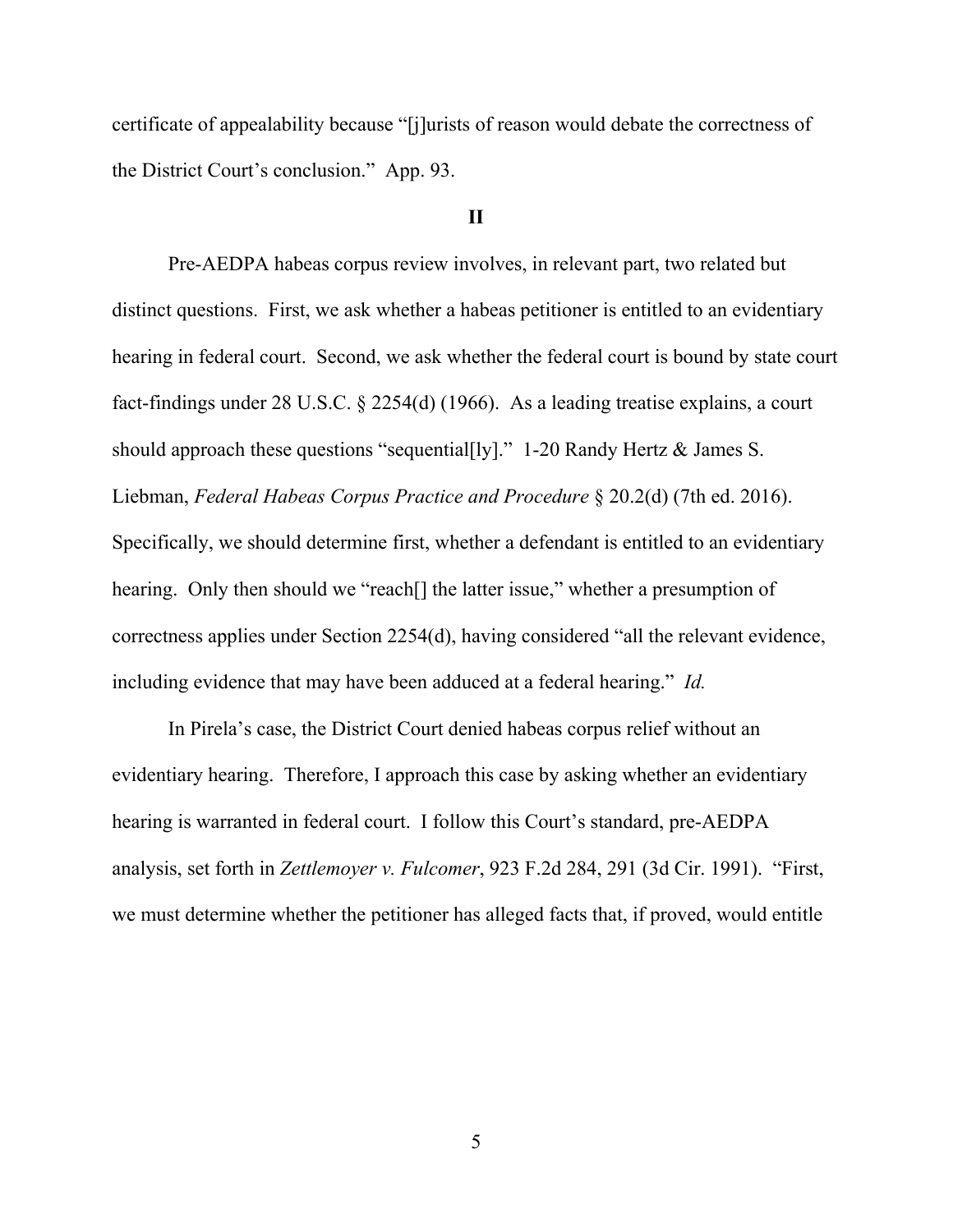certificate of appealability because "[j]urists of reason would debate the correctness of the District Court's conclusion." App. 93.

## II

Pre-AEDPA habeas corpus review involves, in relevant part, two related but distinct questions. First, we ask whether a habeas petitioner is entitled to an evidentiary hearing in federal court. Second, we ask whether the federal court is bound by state court fact-findings under 28 U.S.C. § 2254(d) (1966). As a leading treatise explains, a court should approach these questions "sequential[ly]." 1-20 Randy Hertz & James S. Liebman, *Federal Habeas Corpus Practice and Procedure* § 20.2(d) (7th ed. 2016). Specifically, we should determine first, whether a defendant is entitled to an evidentiary hearing. Only then should we "reach[] the latter issue," whether a presumption of correctness applies under Section 2254(d), having considered "all the relevant evidence, including evidence that may have been adduced at a federal hearing." *Id.*

In Pirela's case, the District Court denied habeas corpus relief without an evidentiary hearing. Therefore, I approach this case by asking whether an evidentiary hearing is warranted in federal court. I follow this Court's standard, pre-AEDPA analysis, set forth in *Zettlemoyer v. Fulcomer*, 923 F.2d 284, 291 (3d Cir. 1991). "First, we must determine whether the petitioner has alleged facts that, if proved, would entitle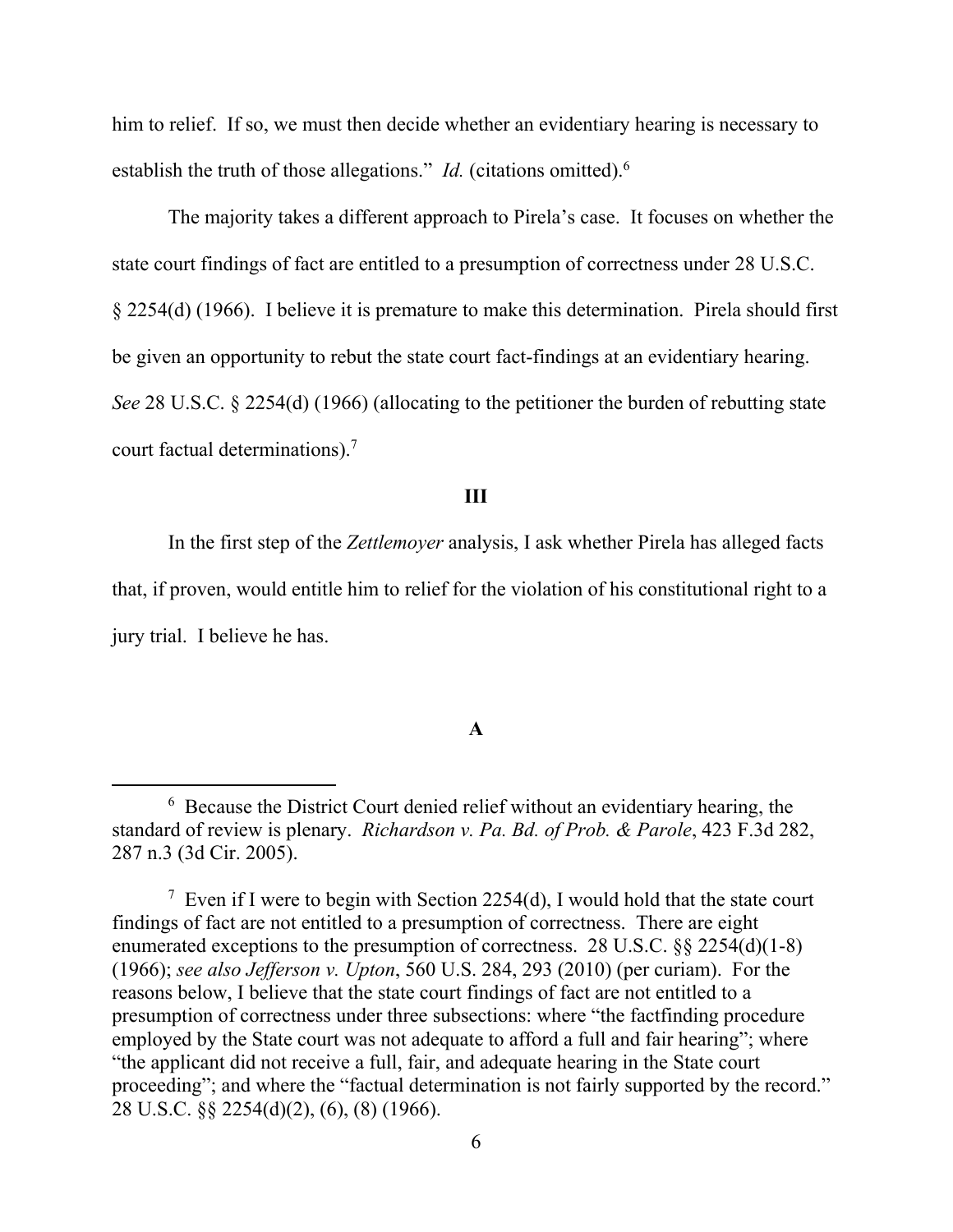him to relief. If so, we must then decide whether an evidentiary hearing is necessary to establish the truth of those allegations." *Id.* (citations omitted).[6]

The majority takes a different approach to Pirela's case. It focuses on whether the state court findings of fact are entitled to a presumption of correctness under 28 U.S.C. § 2254(d) (1966). I believe it is premature to make this determination. Pirela should first be given an opportunity to rebut the state court fact-findings at an evidentiary hearing. *See* 28 U.S.C. § 2254(d) (1966) (allocating to the petitioner the burden of rebutting state court factual determinations).[7]

## III

In the first step of the *Zettlemoyer* analysis, I ask whether Pirela has alleged facts that, if proven, would entitle him to relief for the violation of his constitutional right to a jury trial. I believe he has.

### A

---

[6] Because the District Court denied relief without an evidentiary hearing, the standard of review is plenary. *Richardson v. Pa. Bd. of Prob. & Parole*, 423 F.3d 282, 287 n.3 (3d Cir. 2005).

[7] Even if I were to begin with Section 2254(d), I would hold that the state court findings of fact are not entitled to a presumption of correctness. There are eight enumerated exceptions to the presumption of correctness. 28 U.S.C. §§ 2254(d)(1-8) (1966); *see also Jefferson v. Upton*, 560 U.S. 284, 293 (2010) (per curiam). For the reasons below, I believe that the state court findings of fact are not entitled to a presumption of correctness under three subsections: where "the factfinding procedure employed by the State court was not adequate to afford a full and fair hearing"; where "the applicant did not receive a full, fair, and adequate hearing in the State court proceeding"; and where the "factual determination is not fairly supported by the record." 28 U.S.C. §§ 2254(d)(2), (6), (8) (1966).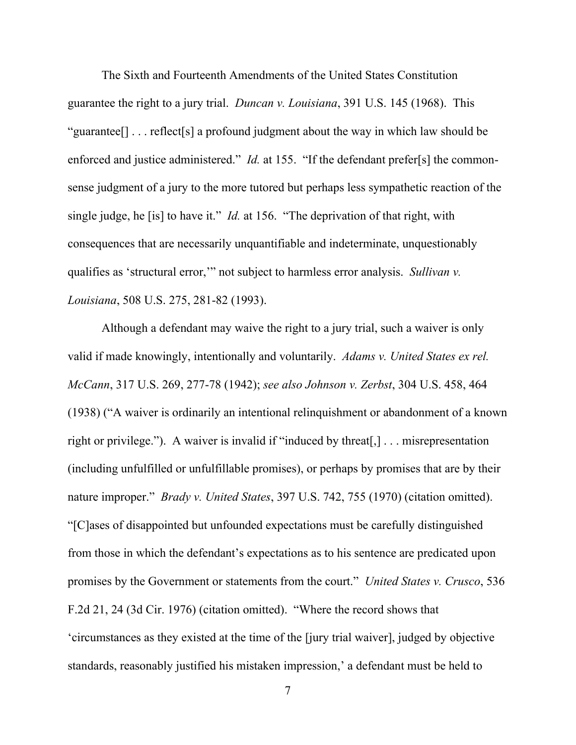The Sixth and Fourteenth Amendments of the United States Constitution guarantee the right to a jury trial. *Duncan v. Louisiana*, 391 U.S. 145 (1968). This "guarantee[] . . . reflect[s] a profound judgment about the way in which law should be enforced and justice administered." *Id.* at 155. "If the defendant prefer[s] the common-sense judgment of a jury to the more tutored but perhaps less sympathetic reaction of the single judge, he [is] to have it." *Id.* at 156. "The deprivation of that right, with consequences that are necessarily unquantifiable and indeterminate, unquestionably qualifies as 'structural error,'" not subject to harmless error analysis. *Sullivan v. Louisiana*, 508 U.S. 275, 281-82 (1993).

Although a defendant may waive the right to a jury trial, such a waiver is only valid if made knowingly, intentionally and voluntarily. *Adams v. United States ex rel. McCann*, 317 U.S. 269, 277-78 (1942); *see also Johnson v. Zerbst*, 304 U.S. 458, 464 (1938) ("A waiver is ordinarily an intentional relinquishment or abandonment of a known right or privilege."). A waiver is invalid if "induced by threat[,] . . . misrepresentation (including unfulfilled or unfulfillable promises), or perhaps by promises that are by their nature improper." *Brady v. United States*, 397 U.S. 742, 755 (1970) (citation omitted). "[C]ases of disappointed but unfounded expectations must be carefully distinguished from those in which the defendant's expectations as to his sentence are predicated upon promises by the Government or statements from the court." *United States v. Crusco*, 536 F.2d 21, 24 (3d Cir. 1976) (citation omitted). "Where the record shows that 'circumstances as they existed at the time of the [jury trial waiver], judged by objective standards, reasonably justified his mistaken impression,' a defendant must be held to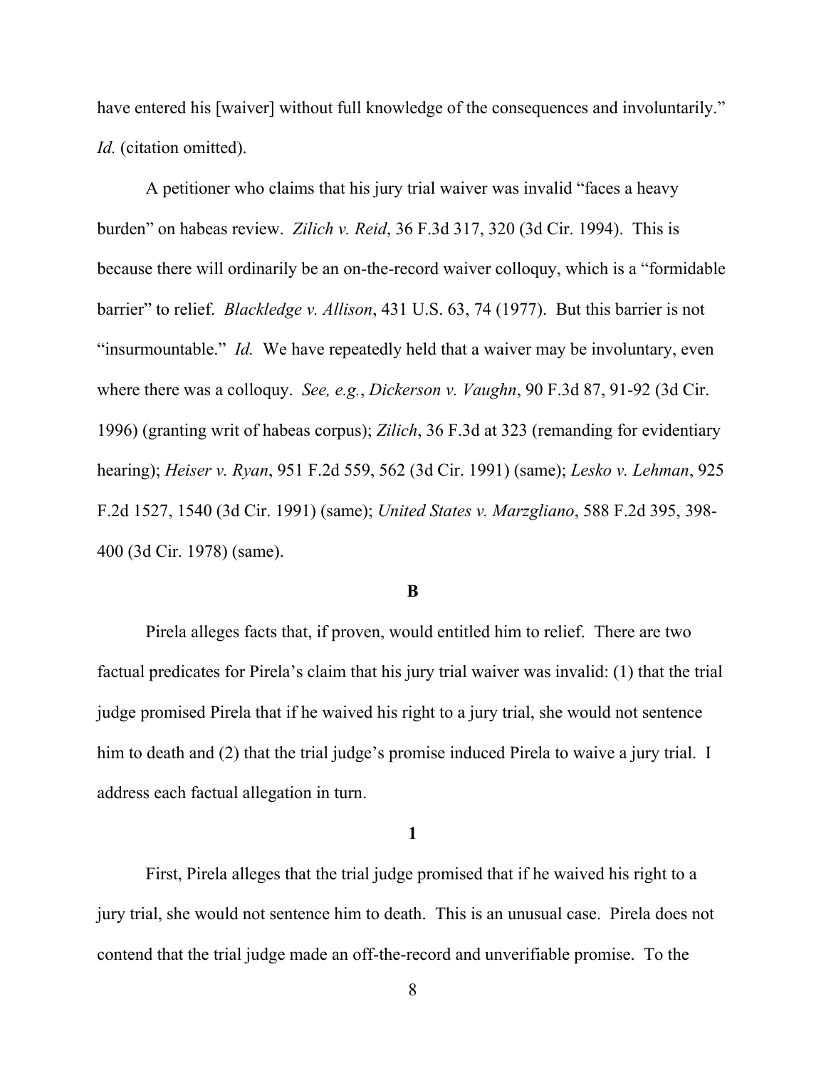have entered his [waiver] without full knowledge of the consequences and involuntarily." *Id.* (citation omitted).

A petitioner who claims that his jury trial waiver was invalid "faces a heavy burden" on habeas review. *Zilich v. Reid*, 36 F.3d 317, 320 (3d Cir. 1994). This is because there will ordinarily be an on-the-record waiver colloquy, which is a "formidable barrier" to relief. *Blackledge v. Allison*, 431 U.S. 63, 74 (1977). But this barrier is not "insurmountable." *Id.* We have repeatedly held that a waiver may be involuntary, even where there was a colloquy. *See, e.g.*, *Dickerson v. Vaughn*, 90 F.3d 87, 91-92 (3d Cir. 1996) (granting writ of habeas corpus); *Zilich*, 36 F.3d at 323 (remanding for evidentiary hearing); *Heiser v. Ryan*, 951 F.2d 559, 562 (3d Cir. 1991) (same); *Lesko v. Lehman*, 925 F.2d 1527, 1540 (3d Cir. 1991) (same); *United States v. Marzgliano*, 588 F.2d 395, 398-400 (3d Cir. 1978) (same).

**B**

Pirela alleges facts that, if proven, would entitled him to relief. There are two factual predicates for Pirela's claim that his jury trial waiver was invalid: (1) that the trial judge promised Pirela that if he waived his right to a jury trial, she would not sentence him to death and (2) that the trial judge's promise induced Pirela to waive a jury trial. I address each factual allegation in turn.

**1**

First, Pirela alleges that the trial judge promised that if he waived his right to a jury trial, she would not sentence him to death. This is an unusual case. Pirela does not contend that the trial judge made an off-the-record and unverifiable promise. To the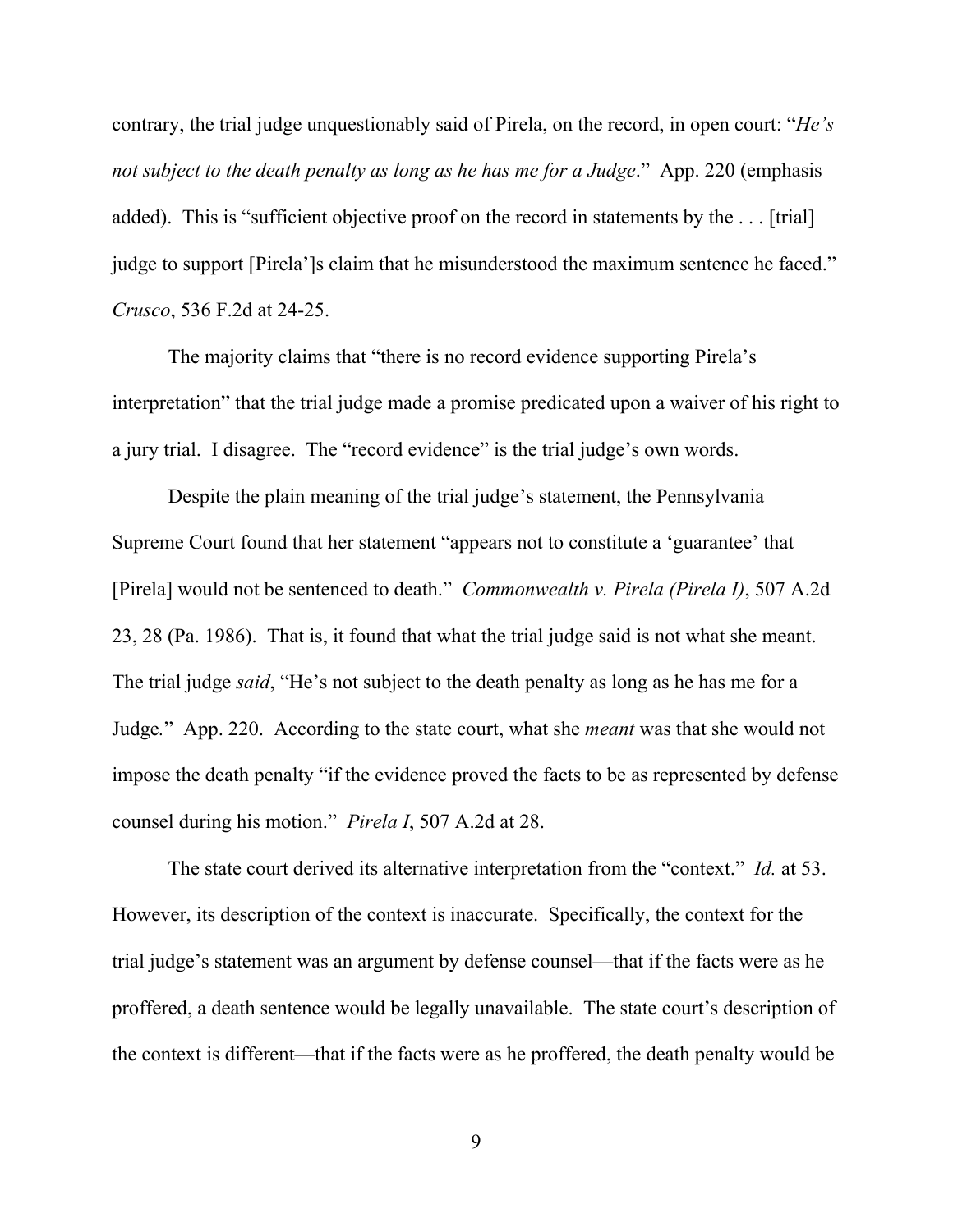contrary, the trial judge unquestionably said of Pirela, on the record, in open court: "*He's not subject to the death penalty as long as he has me for a Judge*." App. 220 (emphasis added). This is "sufficient objective proof on the record in statements by the . . . [trial] judge to support [Pirela']s claim that he misunderstood the maximum sentence he faced." *Crusco*, 536 F.2d at 24-25.

The majority claims that "there is no record evidence supporting Pirela's interpretation" that the trial judge made a promise predicated upon a waiver of his right to a jury trial. I disagree. The "record evidence" is the trial judge's own words.

Despite the plain meaning of the trial judge's statement, the Pennsylvania Supreme Court found that her statement "appears not to constitute a 'guarantee' that [Pirela] would not be sentenced to death." *Commonwealth v. Pirela (Pirela I)*, 507 A.2d 23, 28 (Pa. 1986). That is, it found that what the trial judge said is not what she meant. The trial judge *said*, "He's not subject to the death penalty as long as he has me for a Judge." App. 220. According to the state court, what she *meant* was that she would not impose the death penalty "if the evidence proved the facts to be as represented by defense counsel during his motion." *Pirela I*, 507 A.2d at 28.

The state court derived its alternative interpretation from the "context." *Id.* at 53. However, its description of the context is inaccurate. Specifically, the context for the trial judge's statement was an argument by defense counsel—that if the facts were as he proffered, a death sentence would be legally unavailable. The state court's description of the context is different—that if the facts were as he proffered, the death penalty would be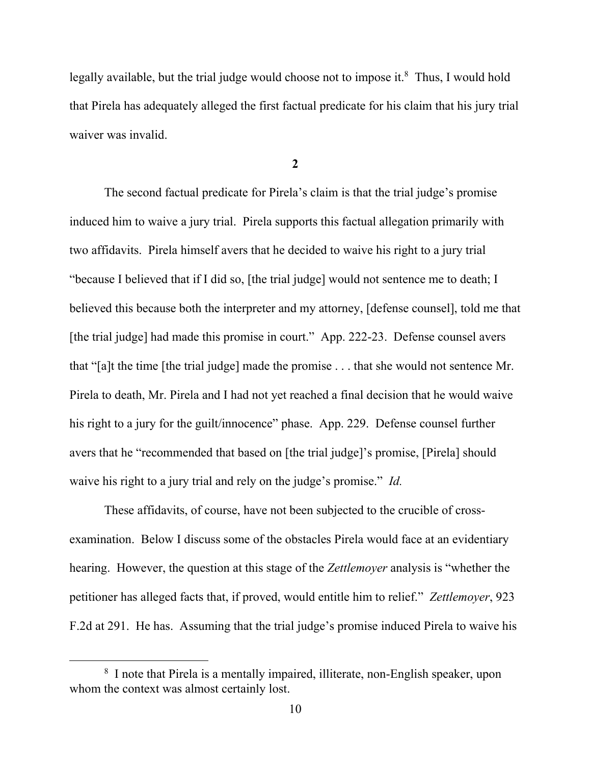legally available, but the trial judge would choose not to impose it.[8] Thus, I would hold that Pirela has adequately alleged the first factual predicate for his claim that his jury trial waiver was invalid.

**2**

The second factual predicate for Pirela's claim is that the trial judge's promise induced him to waive a jury trial. Pirela supports this factual allegation primarily with two affidavits. Pirela himself avers that he decided to waive his right to a jury trial "because I believed that if I did so, [the trial judge] would not sentence me to death; I believed this because both the interpreter and my attorney, [defense counsel], told me that [the trial judge] had made this promise in court." App. 222-23. Defense counsel avers that "[a]t the time [the trial judge] made the promise . . . that she would not sentence Mr. Pirela to death, Mr. Pirela and I had not yet reached a final decision that he would waive his right to a jury for the guilt/innocence" phase. App. 229. Defense counsel further avers that he "recommended that based on [the trial judge]'s promise, [Pirela] should waive his right to a jury trial and rely on the judge's promise." *Id.*

These affidavits, of course, have not been subjected to the crucible of cross-examination. Below I discuss some of the obstacles Pirela would face at an evidentiary hearing. However, the question at this stage of the *Zettlemoyer* analysis is "whether the petitioner has alleged facts that, if proved, would entitle him to relief." *Zettlemoyer*, 923 F.2d at 291. He has. Assuming that the trial judge's promise induced Pirela to waive his

[8] I note that Pirela is a mentally impaired, illiterate, non-English speaker, upon whom the context was almost certainly lost.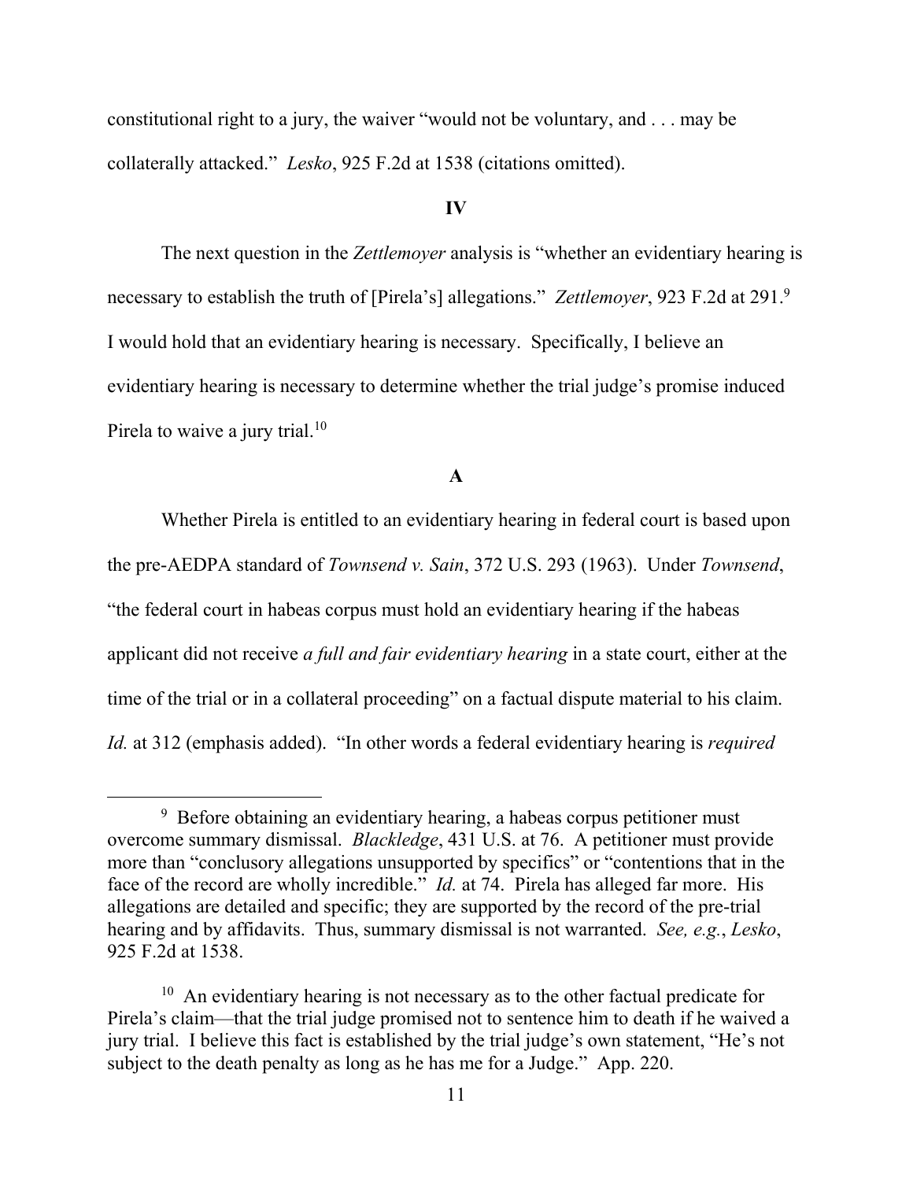constitutional right to a jury, the waiver "would not be voluntary, and . . . may be collaterally attacked." *Lesko*, 925 F.2d at 1538 (citations omitted).

**IV**

The next question in the *Zettlemoyer* analysis is "whether an evidentiary hearing is necessary to establish the truth of [Pirela's] allegations." *Zettlemoyer*, 923 F.2d at 291.[9] I would hold that an evidentiary hearing is necessary. Specifically, I believe an evidentiary hearing is necessary to determine whether the trial judge's promise induced Pirela to waive a jury trial.[10]

**A**

Whether Pirela is entitled to an evidentiary hearing in federal court is based upon the pre-AEDPA standard of *Townsend v. Sain*, 372 U.S. 293 (1963). Under *Townsend*, "the federal court in habeas corpus must hold an evidentiary hearing if the habeas applicant did not receive *a full and fair evidentiary hearing* in a state court, either at the time of the trial or in a collateral proceeding" on a factual dispute material to his claim. *Id.* at 312 (emphasis added). "In other words a federal evidentiary hearing is *required*

---

[9] Before obtaining an evidentiary hearing, a habeas corpus petitioner must overcome summary dismissal. *Blackledge*, 431 U.S. at 76. A petitioner must provide more than "conclusory allegations unsupported by specifics" or "contentions that in the face of the record are wholly incredible." *Id.* at 74. Pirela has alleged far more. His allegations are detailed and specific; they are supported by the record of the pre-trial hearing and by affidavits. Thus, summary dismissal is not warranted. *See, e.g.*, *Lesko*, 925 F.2d at 1538.

[10] An evidentiary hearing is not necessary as to the other factual predicate for Pirela's claim—that the trial judge promised not to sentence him to death if he waived a jury trial. I believe this fact is established by the trial judge's own statement, "He's not subject to the death penalty as long as he has me for a Judge." App. 220.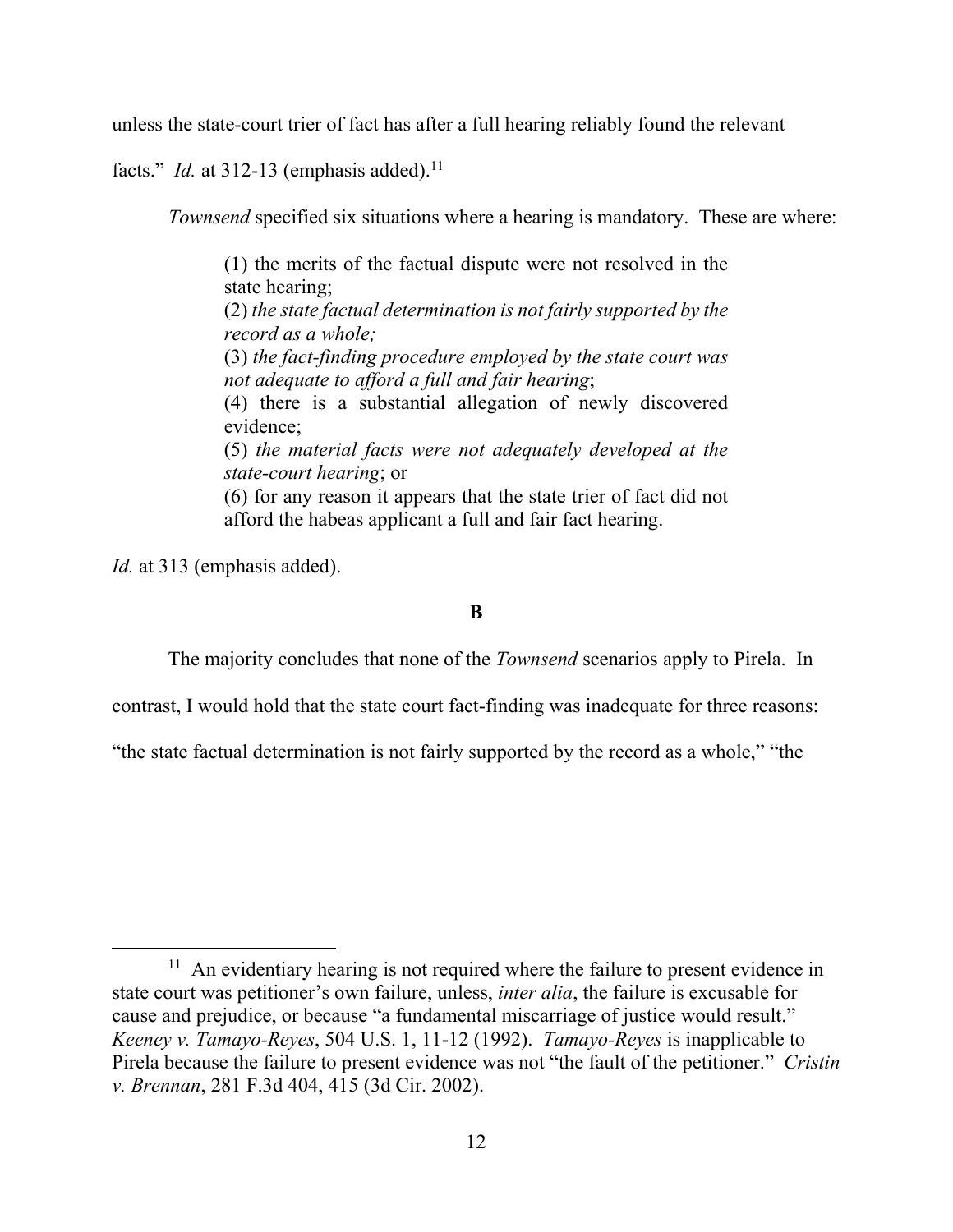unless the state-court trier of fact has after a full hearing reliably found the relevant facts." *Id.* at 312-13 (emphasis added).[11]

*Townsend* specified six situations where a hearing is mandatory. These are where:

> (1) the merits of the factual dispute were not resolved in the state hearing;
> (2) *the state factual determination is not fairly supported by the record as a whole;*
> (3) *the fact-finding procedure employed by the state court was not adequate to afford a full and fair hearing*;
> (4) there is a substantial allegation of newly discovered evidence;
> (5) *the material facts were not adequately developed at the state-court hearing*; or
> (6) for any reason it appears that the state trier of fact did not afford the habeas applicant a full and fair fact hearing.

*Id.* at 313 (emphasis added).

**B**

The majority concludes that none of the *Townsend* scenarios apply to Pirela. In contrast, I would hold that the state court fact-finding was inadequate for three reasons: "the state factual determination is not fairly supported by the record as a whole," "the

[11] An evidentiary hearing is not required where the failure to present evidence in state court was petitioner's own failure, unless, *inter alia*, the failure is excusable for cause and prejudice, or because "a fundamental miscarriage of justice would result." *Keeney v. Tamayo-Reyes*, 504 U.S. 1, 11-12 (1992). *Tamayo-Reyes* is inapplicable to Pirela because the failure to present evidence was not "the fault of the petitioner." *Cristin v. Brennan*, 281 F.3d 404, 415 (3d Cir. 2002).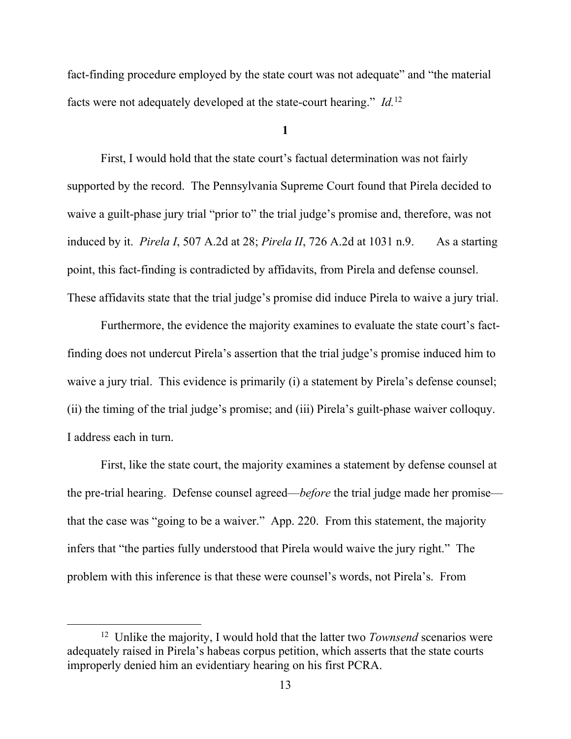fact-finding procedure employed by the state court was not adequate" and "the material facts were not adequately developed at the state-court hearing." *Id.*[12]

**1**

First, I would hold that the state court's factual determination was not fairly supported by the record. The Pennsylvania Supreme Court found that Pirela decided to waive a guilt-phase jury trial "prior to" the trial judge's promise and, therefore, was not induced by it. *Pirela I*, 507 A.2d at 28; *Pirela II*, 726 A.2d at 1031 n.9. As a starting point, this fact-finding is contradicted by affidavits, from Pirela and defense counsel. These affidavits state that the trial judge's promise did induce Pirela to waive a jury trial.

Furthermore, the evidence the majority examines to evaluate the state court's fact-finding does not undercut Pirela's assertion that the trial judge's promise induced him to waive a jury trial. This evidence is primarily (i) a statement by Pirela's defense counsel; (ii) the timing of the trial judge's promise; and (iii) Pirela's guilt-phase waiver colloquy. I address each in turn.

First, like the state court, the majority examines a statement by defense counsel at the pre-trial hearing. Defense counsel agreed—*before* the trial judge made her promise—that the case was "going to be a waiver." App. 220. From this statement, the majority infers that "the parties fully understood that Pirela would waive the jury right." The problem with this inference is that these were counsel's words, not Pirela's. From

[12] Unlike the majority, I would hold that the latter two *Townsend* scenarios were adequately raised in Pirela's habeas corpus petition, which asserts that the state courts improperly denied him an evidentiary hearing on his first PCRA.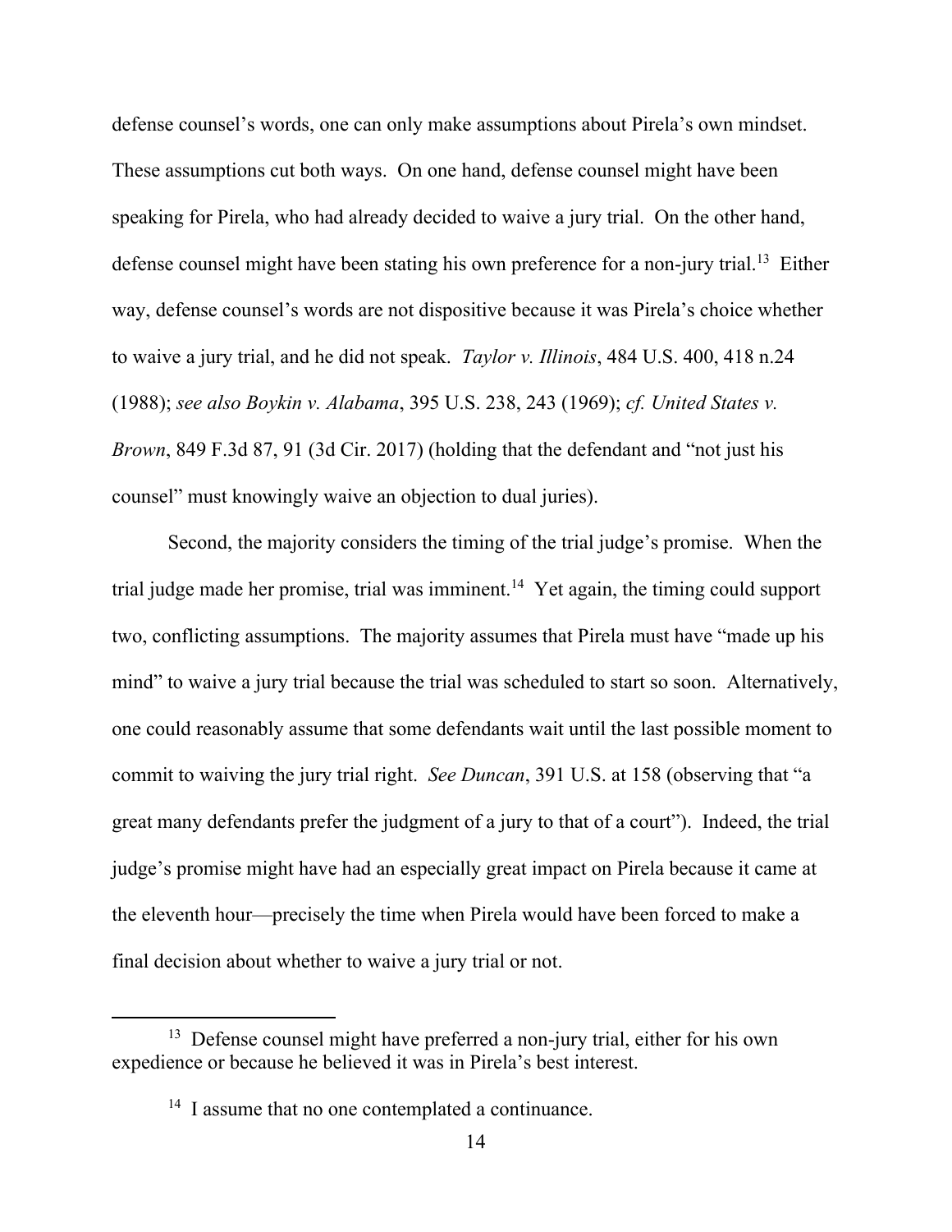defense counsel's words, one can only make assumptions about Pirela's own mindset. These assumptions cut both ways. On one hand, defense counsel might have been speaking for Pirela, who had already decided to waive a jury trial. On the other hand, defense counsel might have been stating his own preference for a non-jury trial.[13] Either way, defense counsel's words are not dispositive because it was Pirela's choice whether to waive a jury trial, and he did not speak. *Taylor v. Illinois*, 484 U.S. 400, 418 n.24 (1988); *see also Boykin v. Alabama*, 395 U.S. 238, 243 (1969); *cf. United States v. Brown*, 849 F.3d 87, 91 (3d Cir. 2017) (holding that the defendant and "not just his counsel" must knowingly waive an objection to dual juries).

Second, the majority considers the timing of the trial judge's promise. When the trial judge made her promise, trial was imminent.[14] Yet again, the timing could support two, conflicting assumptions. The majority assumes that Pirela must have "made up his mind" to waive a jury trial because the trial was scheduled to start so soon. Alternatively, one could reasonably assume that some defendants wait until the last possible moment to commit to waiving the jury trial right. *See Duncan*, 391 U.S. at 158 (observing that "a great many defendants prefer the judgment of a jury to that of a court"). Indeed, the trial judge's promise might have had an especially great impact on Pirela because it came at the eleventh hour—precisely the time when Pirela would have been forced to make a final decision about whether to waive a jury trial or not.

[13] Defense counsel might have preferred a non-jury trial, either for his own expedience or because he believed it was in Pirela's best interest.

[14] I assume that no one contemplated a continuance.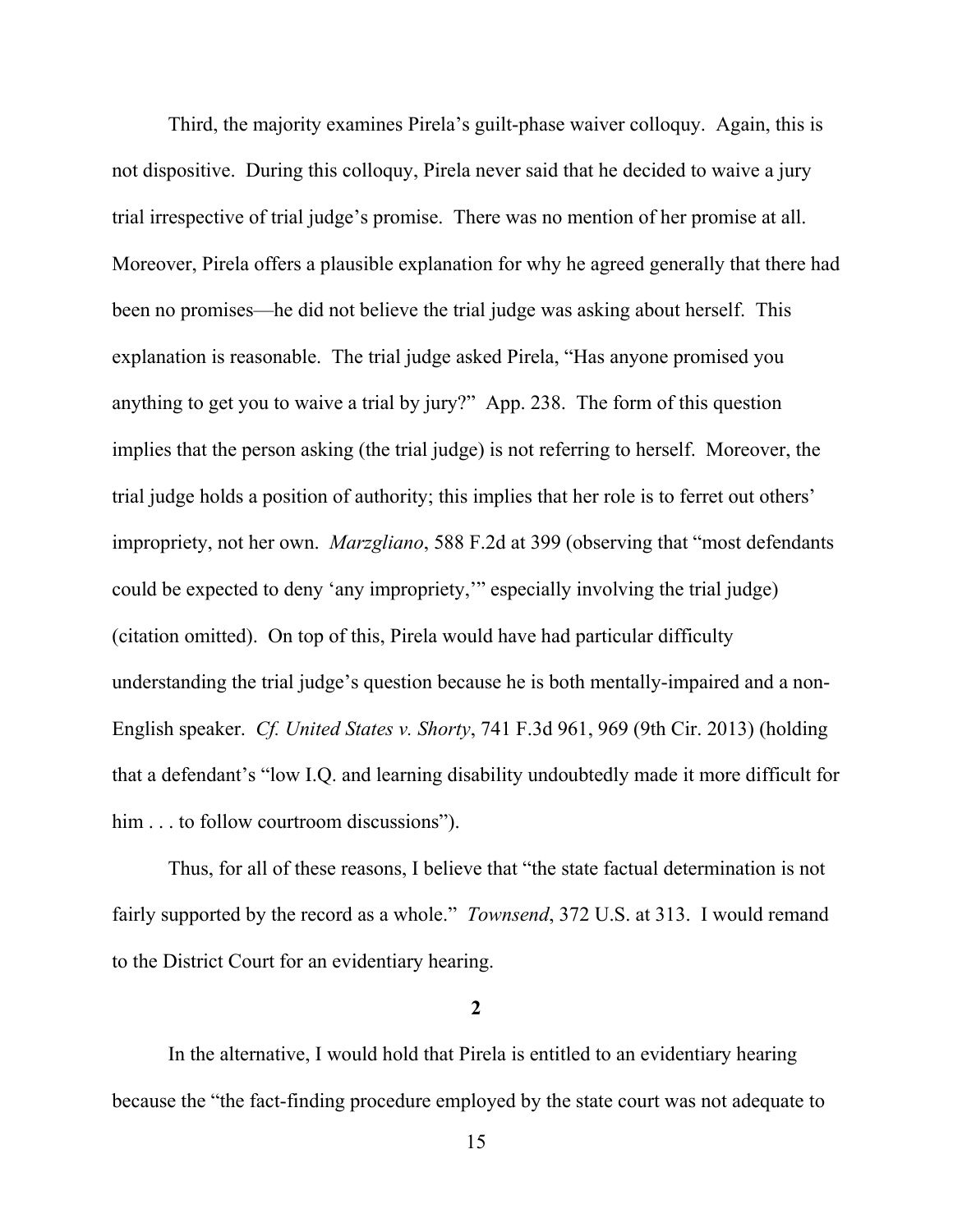Third, the majority examines Pirela's guilt-phase waiver colloquy. Again, this is not dispositive. During this colloquy, Pirela never said that he decided to waive a jury trial irrespective of trial judge's promise. There was no mention of her promise at all. Moreover, Pirela offers a plausible explanation for why he agreed generally that there had been no promises—he did not believe the trial judge was asking about herself. This explanation is reasonable. The trial judge asked Pirela, "Has anyone promised you anything to get you to waive a trial by jury?" App. 238. The form of this question implies that the person asking (the trial judge) is not referring to herself. Moreover, the trial judge holds a position of authority; this implies that her role is to ferret out others' impropriety, not her own. *Marzgliano*, 588 F.2d at 399 (observing that "most defendants could be expected to deny 'any impropriety,'" especially involving the trial judge) (citation omitted). On top of this, Pirela would have had particular difficulty understanding the trial judge's question because he is both mentally-impaired and a non-English speaker. *Cf. United States v. Shorty*, 741 F.3d 961, 969 (9th Cir. 2013) (holding that a defendant's "low I.Q. and learning disability undoubtedly made it more difficult for him . . . to follow courtroom discussions").

Thus, for all of these reasons, I believe that "the state factual determination is not fairly supported by the record as a whole." *Townsend*, 372 U.S. at 313. I would remand to the District Court for an evidentiary hearing.

**2**

In the alternative, I would hold that Pirela is entitled to an evidentiary hearing because the "the fact-finding procedure employed by the state court was not adequate to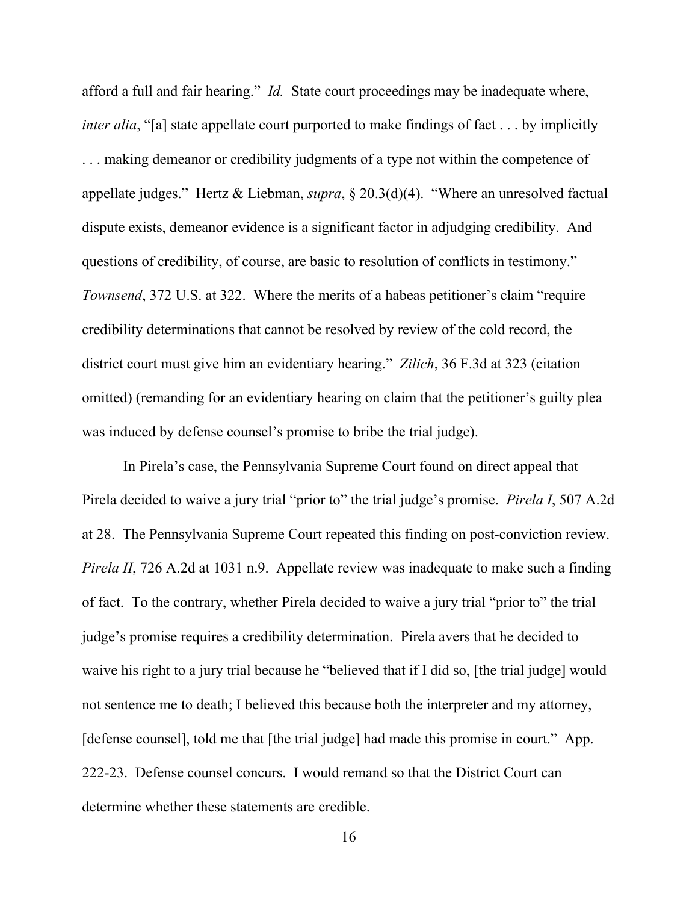afford a full and fair hearing." *Id.* State court proceedings may be inadequate where, *inter alia*, "[a] state appellate court purported to make findings of fact . . . by implicitly . . . making demeanor or credibility judgments of a type not within the competence of appellate judges." Hertz & Liebman, *supra*, § 20.3(d)(4). "Where an unresolved factual dispute exists, demeanor evidence is a significant factor in adjudging credibility. And questions of credibility, of course, are basic to resolution of conflicts in testimony." *Townsend*, 372 U.S. at 322. Where the merits of a habeas petitioner's claim "require credibility determinations that cannot be resolved by review of the cold record, the district court must give him an evidentiary hearing." *Zilich*, 36 F.3d at 323 (citation omitted) (remanding for an evidentiary hearing on claim that the petitioner's guilty plea was induced by defense counsel's promise to bribe the trial judge).

In Pirela's case, the Pennsylvania Supreme Court found on direct appeal that Pirela decided to waive a jury trial "prior to" the trial judge's promise. *Pirela I*, 507 A.2d at 28. The Pennsylvania Supreme Court repeated this finding on post-conviction review. *Pirela II*, 726 A.2d at 1031 n.9. Appellate review was inadequate to make such a finding of fact. To the contrary, whether Pirela decided to waive a jury trial "prior to" the trial judge's promise requires a credibility determination. Pirela avers that he decided to waive his right to a jury trial because he "believed that if I did so, [the trial judge] would not sentence me to death; I believed this because both the interpreter and my attorney, [defense counsel], told me that [the trial judge] had made this promise in court." App. 222-23. Defense counsel concurs. I would remand so that the District Court can determine whether these statements are credible.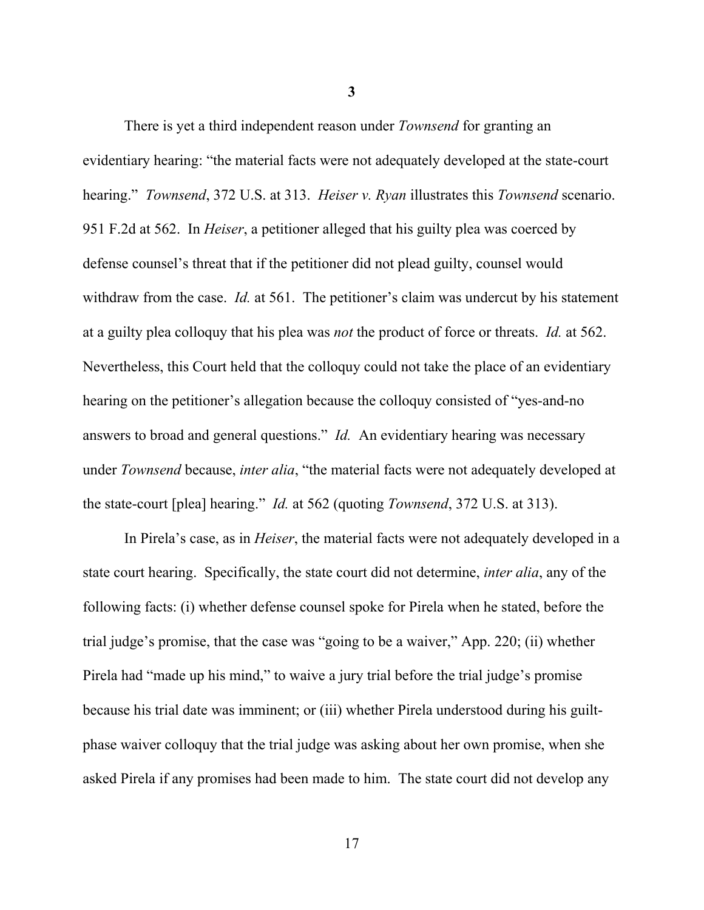**3**

There is yet a third independent reason under *Townsend* for granting an evidentiary hearing: "the material facts were not adequately developed at the state-court hearing." *Townsend*, 372 U.S. at 313. *Heiser v. Ryan* illustrates this *Townsend* scenario. 951 F.2d at 562. In *Heiser*, a petitioner alleged that his guilty plea was coerced by defense counsel's threat that if the petitioner did not plead guilty, counsel would withdraw from the case. *Id.* at 561. The petitioner's claim was undercut by his statement at a guilty plea colloquy that his plea was *not* the product of force or threats. *Id.* at 562. Nevertheless, this Court held that the colloquy could not take the place of an evidentiary hearing on the petitioner's allegation because the colloquy consisted of "yes-and-no answers to broad and general questions." *Id.* An evidentiary hearing was necessary under *Townsend* because, *inter alia*, "the material facts were not adequately developed at the state-court [plea] hearing." *Id.* at 562 (quoting *Townsend*, 372 U.S. at 313).

In Pirela's case, as in *Heiser*, the material facts were not adequately developed in a state court hearing. Specifically, the state court did not determine, *inter alia*, any of the following facts: (i) whether defense counsel spoke for Pirela when he stated, before the trial judge's promise, that the case was "going to be a waiver," App. 220; (ii) whether Pirela had "made up his mind," to waive a jury trial before the trial judge's promise because his trial date was imminent; or (iii) whether Pirela understood during his guilt-phase waiver colloquy that the trial judge was asking about her own promise, when she asked Pirela if any promises had been made to him. The state court did not develop any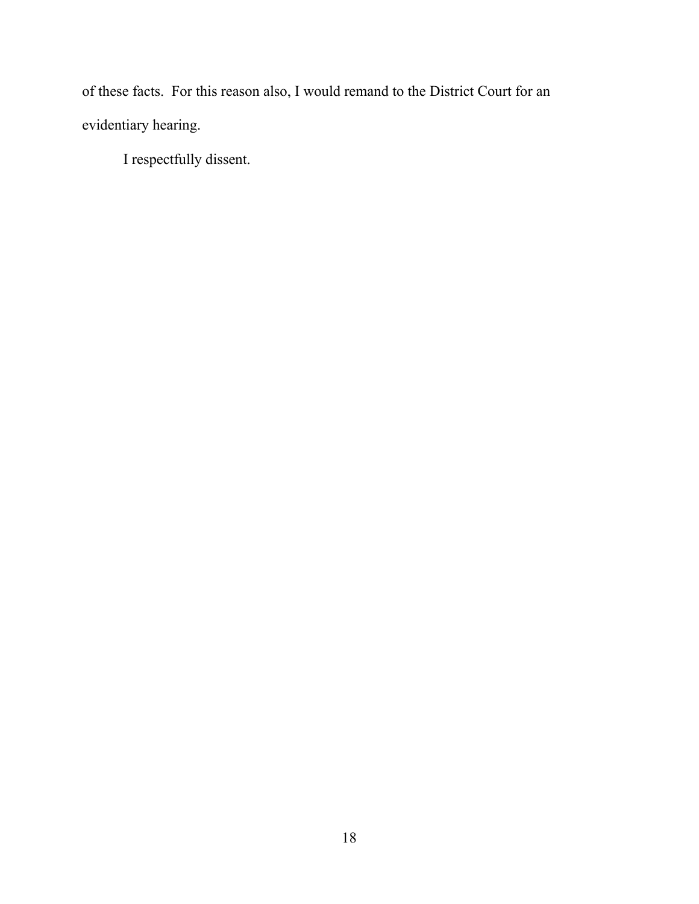of these facts. For this reason also, I would remand to the District Court for an evidentiary hearing.

I respectfully dissent.